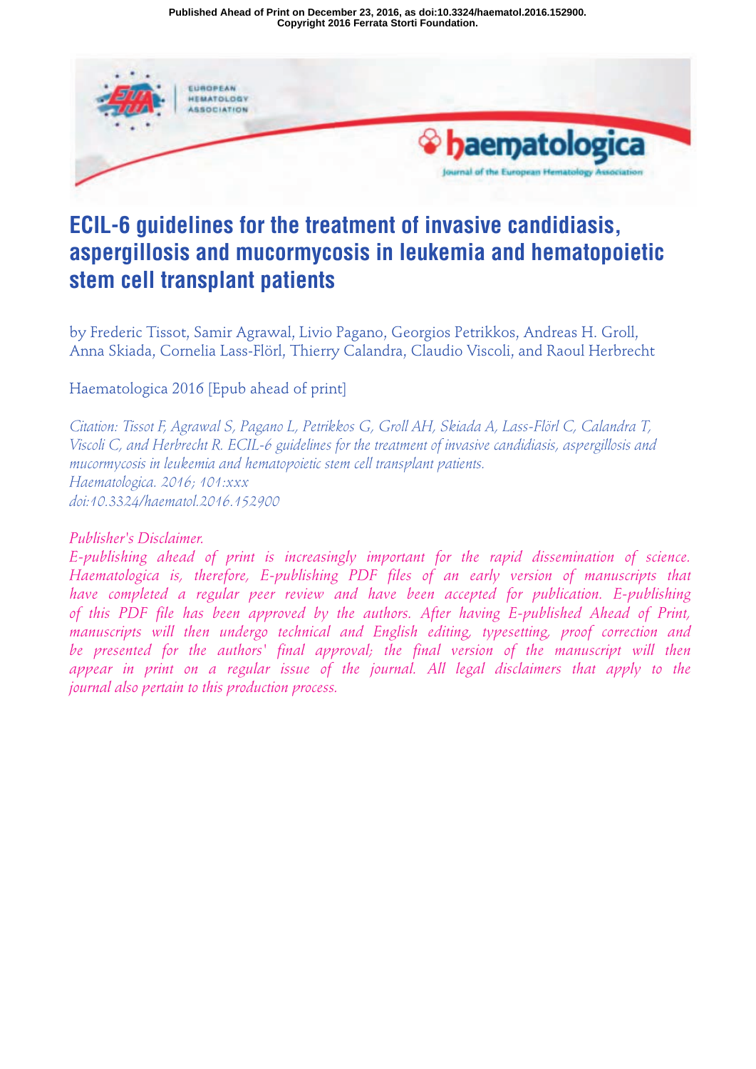Published Ahead of Print on December 23, 2016, as doi:10.3324/haematol.2016.152900.
Copyright 2016 Ferrata Storti Foundation.

# ECIL-6 guidelines for the treatment of invasive candidiasis, aspergillosis and mucormycosis in leukemia and hematopoietic stem cell transplant patients

by Frederic Tissot, Samir Agrawal, Livio Pagano, Georgios Petrikkos, Andreas H. Groll, Anna Skiada, Cornelia Lass-Flörl, Thierry Calandra, Claudio Viscoli, and Raoul Herbrecht

Haematologica 2016 [Epub ahead of print]

*Citation: Tissot F, Agrawal S, Pagano L, Petrikkos G, Groll AH, Skiada A, Lass-Flörl C, Calandra T, Viscoli C, and Herbrecht R. ECIL-6 guidelines for the treatment of invasive candidiasis, aspergillosis and mucormycosis in leukemia and hematopoietic stem cell transplant patients. Haematologica. 2016; 101:xxx doi:10.3324/haematol.2016.152900*

*Publisher's Disclaimer.*
*E-publishing ahead of print is increasingly important for the rapid dissemination of science. Haematologica is, therefore, E-publishing PDF files of an early version of manuscripts that have completed a regular peer review and have been accepted for publication. E-publishing of this PDF file has been approved by the authors. After having E-published Ahead of Print, manuscripts will then undergo technical and English editing, typesetting, proof correction and be presented for the authors' final approval; the final version of the manuscript will then appear in print on a regular issue of the journal. All legal disclaimers that apply to the journal also pertain to this production process.*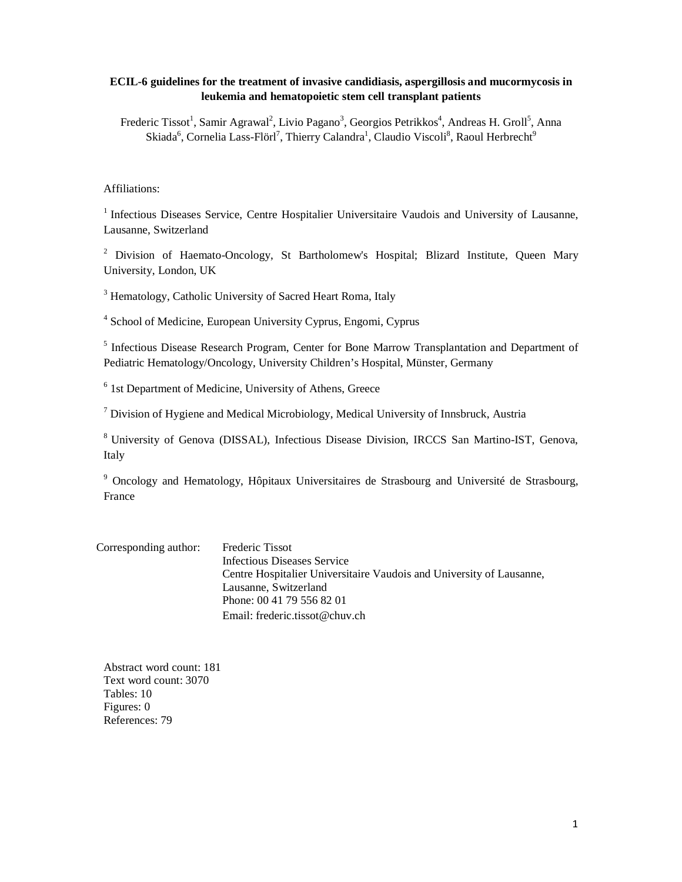**ECIL-6 guidelines for the treatment of invasive candidiasis, aspergillosis and mucormycosis in leukemia and hematopoietic stem cell transplant patients**

Frederic Tissot[1], Samir Agrawal[2], Livio Pagano[3], Georgios Petrikkos[4], Andreas H. Groll[5], Anna Skiada[6], Cornelia Lass-Flörl[7], Thierry Calandra[1], Claudio Viscoli[8], Raoul Herbrecht[9]

Affiliations:

[1] Infectious Diseases Service, Centre Hospitalier Universitaire Vaudois and University of Lausanne, Lausanne, Switzerland

[2] Division of Haemato-Oncology, St Bartholomew's Hospital; Blizard Institute, Queen Mary University, London, UK

[3] Hematology, Catholic University of Sacred Heart Roma, Italy

[4] School of Medicine, European University Cyprus, Engomi, Cyprus

[5] Infectious Disease Research Program, Center for Bone Marrow Transplantation and Department of Pediatric Hematology/Oncology, University Children's Hospital, Münster, Germany

[6] 1st Department of Medicine, University of Athens, Greece

[7] Division of Hygiene and Medical Microbiology, Medical University of Innsbruck, Austria

[8] University of Genova (DISSAL), Infectious Disease Division, IRCCS San Martino-IST, Genova, Italy

[9] Oncology and Hematology, Hôpitaux Universitaires de Strasbourg and Université de Strasbourg, France

Corresponding author: Frederic Tissot
Infectious Diseases Service
Centre Hospitalier Universitaire Vaudois and University of Lausanne, Lausanne, Switzerland
Phone: 00 41 79 556 82 01
Email: frederic.tissot@chuv.ch

Abstract word count: 181
Text word count: 3070
Tables: 10
Figures: 0
References: 79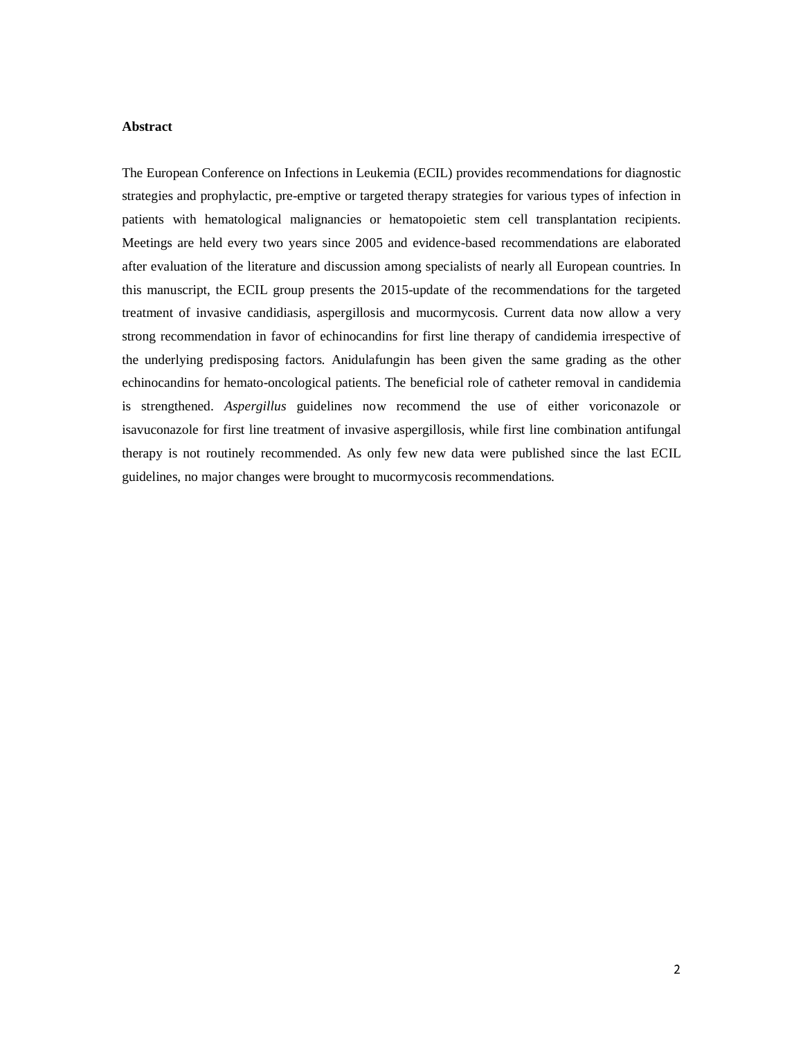**Abstract**

The European Conference on Infections in Leukemia (ECIL) provides recommendations for diagnostic strategies and prophylactic, pre-emptive or targeted therapy strategies for various types of infection in patients with hematological malignancies or hematopoietic stem cell transplantation recipients. Meetings are held every two years since 2005 and evidence-based recommendations are elaborated after evaluation of the literature and discussion among specialists of nearly all European countries. In this manuscript, the ECIL group presents the 2015-update of the recommendations for the targeted treatment of invasive candidiasis, aspergillosis and mucormycosis. Current data now allow a very strong recommendation in favor of echinocandins for first line therapy of candidemia irrespective of the underlying predisposing factors. Anidulafungin has been given the same grading as the other echinocandins for hemato-oncological patients. The beneficial role of catheter removal in candidemia is strengthened. *Aspergillus* guidelines now recommend the use of either voriconazole or isavuconazole for first line treatment of invasive aspergillosis, while first line combination antifungal therapy is not routinely recommended. As only few new data were published since the last ECIL guidelines, no major changes were brought to mucormycosis recommendations.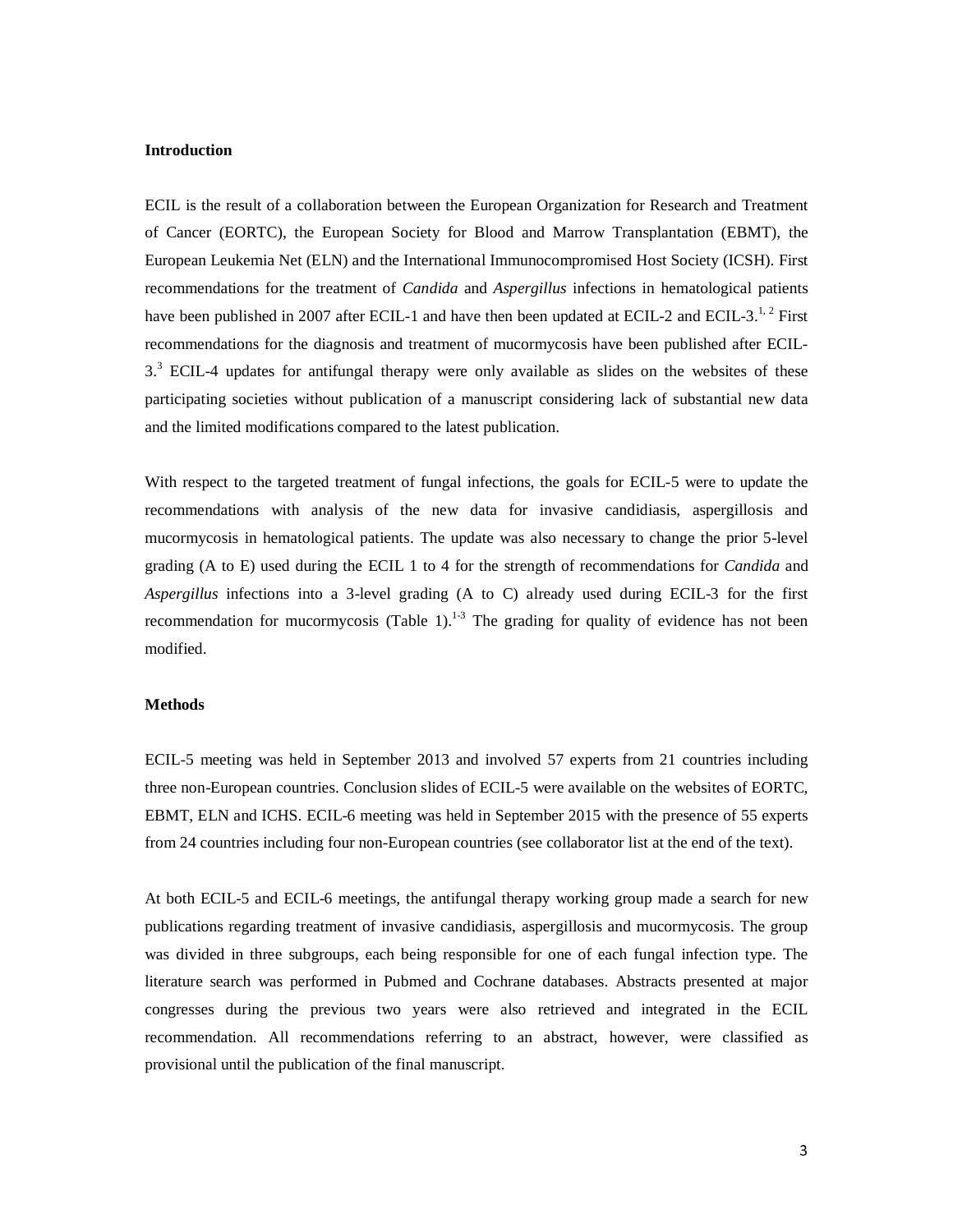## Introduction

ECIL is the result of a collaboration between the European Organization for Research and Treatment of Cancer (EORTC), the European Society for Blood and Marrow Transplantation (EBMT), the European Leukemia Net (ELN) and the International Immunocompromised Host Society (ICSH). First recommendations for the treatment of *Candida* and *Aspergillus* infections in hematological patients have been published in 2007 after ECIL-1 and have then been updated at ECIL-2 and ECIL-3.[1, 2] First recommendations for the diagnosis and treatment of mucormycosis have been published after ECIL-3.[3] ECIL-4 updates for antifungal therapy were only available as slides on the websites of these participating societies without publication of a manuscript considering lack of substantial new data and the limited modifications compared to the latest publication.

With respect to the targeted treatment of fungal infections, the goals for ECIL-5 were to update the recommendations with analysis of the new data for invasive candidiasis, aspergillosis and mucormycosis in hematological patients. The update was also necessary to change the prior 5-level grading (A to E) used during the ECIL 1 to 4 for the strength of recommendations for *Candida* and *Aspergillus* infections into a 3-level grading (A to C) already used during ECIL-3 for the first recommendation for mucormycosis (Table 1).[1-3] The grading for quality of evidence has not been modified.

## Methods

ECIL-5 meeting was held in September 2013 and involved 57 experts from 21 countries including three non-European countries. Conclusion slides of ECIL-5 were available on the websites of EORTC, EBMT, ELN and ICHS. ECIL-6 meeting was held in September 2015 with the presence of 55 experts from 24 countries including four non-European countries (see collaborator list at the end of the text).

At both ECIL-5 and ECIL-6 meetings, the antifungal therapy working group made a search for new publications regarding treatment of invasive candidiasis, aspergillosis and mucormycosis. The group was divided in three subgroups, each being responsible for one of each fungal infection type. The literature search was performed in Pubmed and Cochrane databases. Abstracts presented at major congresses during the previous two years were also retrieved and integrated in the ECIL recommendation. All recommendations referring to an abstract, however, were classified as provisional until the publication of the final manuscript.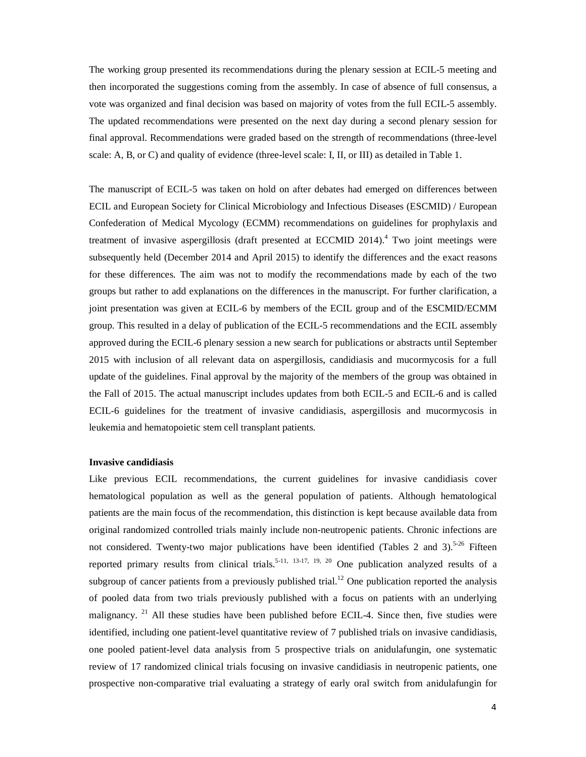The working group presented its recommendations during the plenary session at ECIL-5 meeting and then incorporated the suggestions coming from the assembly. In case of absence of full consensus, a vote was organized and final decision was based on majority of votes from the full ECIL-5 assembly. The updated recommendations were presented on the next day during a second plenary session for final approval. Recommendations were graded based on the strength of recommendations (three-level scale: A, B, or C) and quality of evidence (three-level scale: I, II, or III) as detailed in Table 1.

The manuscript of ECIL-5 was taken on hold on after debates had emerged on differences between ECIL and European Society for Clinical Microbiology and Infectious Diseases (ESCMID) / European Confederation of Medical Mycology (ECMM) recommendations on guidelines for prophylaxis and treatment of invasive aspergillosis (draft presented at ECCMID 2014).[4] Two joint meetings were subsequently held (December 2014 and April 2015) to identify the differences and the exact reasons for these differences. The aim was not to modify the recommendations made by each of the two groups but rather to add explanations on the differences in the manuscript. For further clarification, a joint presentation was given at ECIL-6 by members of the ECIL group and of the ESCMID/ECMM group. This resulted in a delay of publication of the ECIL-5 recommendations and the ECIL assembly approved during the ECIL-6 plenary session a new search for publications or abstracts until September 2015 with inclusion of all relevant data on aspergillosis, candidiasis and mucormycosis for a full update of the guidelines. Final approval by the majority of the members of the group was obtained in the Fall of 2015. The actual manuscript includes updates from both ECIL-5 and ECIL-6 and is called ECIL-6 guidelines for the treatment of invasive candidiasis, aspergillosis and mucormycosis in leukemia and hematopoietic stem cell transplant patients.

**Invasive candidiasis**

Like previous ECIL recommendations, the current guidelines for invasive candidiasis cover hematological population as well as the general population of patients. Although hematological patients are the main focus of the recommendation, this distinction is kept because available data from original randomized controlled trials mainly include non-neutropenic patients. Chronic infections are not considered. Twenty-two major publications have been identified (Tables 2 and 3).[5-26] Fifteen reported primary results from clinical trials.[5-11, 13-17, 19, 20] One publication analyzed results of a subgroup of cancer patients from a previously published trial.[12] One publication reported the analysis of pooled data from two trials previously published with a focus on patients with an underlying malignancy.[21] All these studies have been published before ECIL-4. Since then, five studies were identified, including one patient-level quantitative review of 7 published trials on invasive candidiasis, one pooled patient-level data analysis from 5 prospective trials on anidulafungin, one systematic review of 17 randomized clinical trials focusing on invasive candidiasis in neutropenic patients, one prospective non-comparative trial evaluating a strategy of early oral switch from anidulafungin for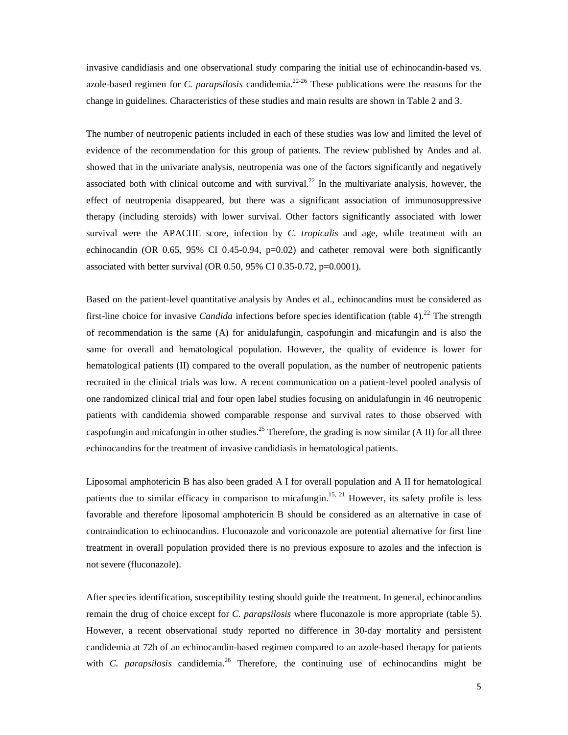invasive candidiasis and one observational study comparing the initial use of echinocandin-based vs. azole-based regimen for *C. parapsilosis* candidemia.[22-26] These publications were the reasons for the change in guidelines. Characteristics of these studies and main results are shown in Table 2 and 3.

The number of neutropenic patients included in each of these studies was low and limited the level of evidence of the recommendation for this group of patients. The review published by Andes and al. showed that in the univariate analysis, neutropenia was one of the factors significantly and negatively associated both with clinical outcome and with survival.[22] In the multivariate analysis, however, the effect of neutropenia disappeared, but there was a significant association of immunosuppressive therapy (including steroids) with lower survival. Other factors significantly associated with lower survival were the APACHE score, infection by *C. tropicalis* and age, while treatment with an echinocandin (OR 0.65, 95% CI 0.45-0.94, p=0.02) and catheter removal were both significantly associated with better survival (OR 0.50, 95% CI 0.35-0.72, p=0.0001).

Based on the patient-level quantitative analysis by Andes et al., echinocandins must be considered as first-line choice for invasive *Candida* infections before species identification (table 4).[22] The strength of recommendation is the same (A) for anidulafungin, caspofungin and micafungin and is also the same for overall and hematological population. However, the quality of evidence is lower for hematological patients (II) compared to the overall population, as the number of neutropenic patients recruited in the clinical trials was low. A recent communication on a patient-level pooled analysis of one randomized clinical trial and four open label studies focusing on anidulafungin in 46 neutropenic patients with candidemia showed comparable response and survival rates to those observed with caspofungin and micafungin in other studies.[25] Therefore, the grading is now similar (A II) for all three echinocandins for the treatment of invasive candidiasis in hematological patients.

Liposomal amphotericin B has also been graded A I for overall population and A II for hematological patients due to similar efficacy in comparison to micafungin.[15, 21] However, its safety profile is less favorable and therefore liposomal amphotericin B should be considered as an alternative in case of contraindication to echinocandins. Fluconazole and voriconazole are potential alternative for first line treatment in overall population provided there is no previous exposure to azoles and the infection is not severe (fluconazole).

After species identification, susceptibility testing should guide the treatment. In general, echinocandins remain the drug of choice except for *C. parapsilosis* where fluconazole is more appropriate (table 5). However, a recent observational study reported no difference in 30-day mortality and persistent candidemia at 72h of an echinocandin-based regimen compared to an azole-based therapy for patients with *C. parapsilosis* candidemia.[26] Therefore, the continuing use of echinocandins might be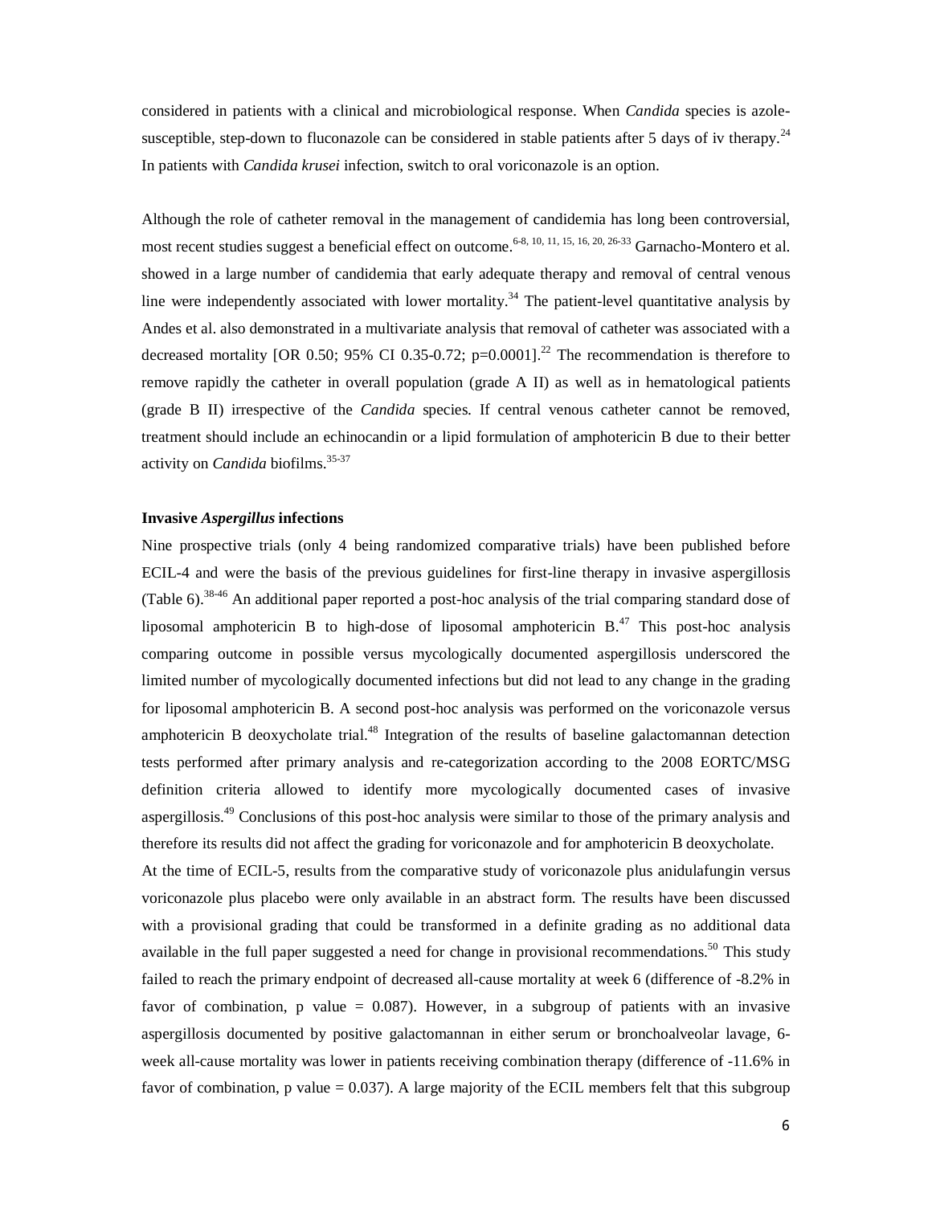considered in patients with a clinical and microbiological response. When *Candida* species is azole-susceptible, step-down to fluconazole can be considered in stable patients after 5 days of iv therapy.[24] In patients with *Candida krusei* infection, switch to oral voriconazole is an option.

Although the role of catheter removal in the management of candidemia has long been controversial, most recent studies suggest a beneficial effect on outcome.[6-8, 10, 11, 15, 16, 20, 26-33] Garnacho-Montero et al. showed in a large number of candidemia that early adequate therapy and removal of central venous line were independently associated with lower mortality.[34] The patient-level quantitative analysis by Andes et al. also demonstrated in a multivariate analysis that removal of catheter was associated with a decreased mortality [OR 0.50; 95% CI 0.35-0.72; p=0.0001].[22] The recommendation is therefore to remove rapidly the catheter in overall population (grade A II) as well as in hematological patients (grade B II) irrespective of the *Candida* species. If central venous catheter cannot be removed, treatment should include an echinocandin or a lipid formulation of amphotericin B due to their better activity on *Candida* biofilms.[35-37]

**Invasive *Aspergillus* infections**

Nine prospective trials (only 4 being randomized comparative trials) have been published before ECIL-4 and were the basis of the previous guidelines for first-line therapy in invasive aspergillosis (Table 6).[38-46] An additional paper reported a post-hoc analysis of the trial comparing standard dose of liposomal amphotericin B to high-dose of liposomal amphotericin B.[47] This post-hoc analysis comparing outcome in possible versus mycologically documented aspergillosis underscored the limited number of mycologically documented infections but did not lead to any change in the grading for liposomal amphotericin B. A second post-hoc analysis was performed on the voriconazole versus amphotericin B deoxycholate trial.[48] Integration of the results of baseline galactomannan detection tests performed after primary analysis and re-categorization according to the 2008 EORTC/MSG definition criteria allowed to identify more mycologically documented cases of invasive aspergillosis.[49] Conclusions of this post-hoc analysis were similar to those of the primary analysis and therefore its results did not affect the grading for voriconazole and for amphotericin B deoxycholate.

At the time of ECIL-5, results from the comparative study of voriconazole plus anidulafungin versus voriconazole plus placebo were only available in an abstract form. The results have been discussed with a provisional grading that could be transformed in a definite grading as no additional data available in the full paper suggested a need for change in provisional recommendations.[50] This study failed to reach the primary endpoint of decreased all-cause mortality at week 6 (difference of -8.2% in favor of combination, p value = 0.087). However, in a subgroup of patients with an invasive aspergillosis documented by positive galactomannan in either serum or bronchoalveolar lavage, 6-week all-cause mortality was lower in patients receiving combination therapy (difference of -11.6% in favor of combination, p value = 0.037). A large majority of the ECIL members felt that this subgroup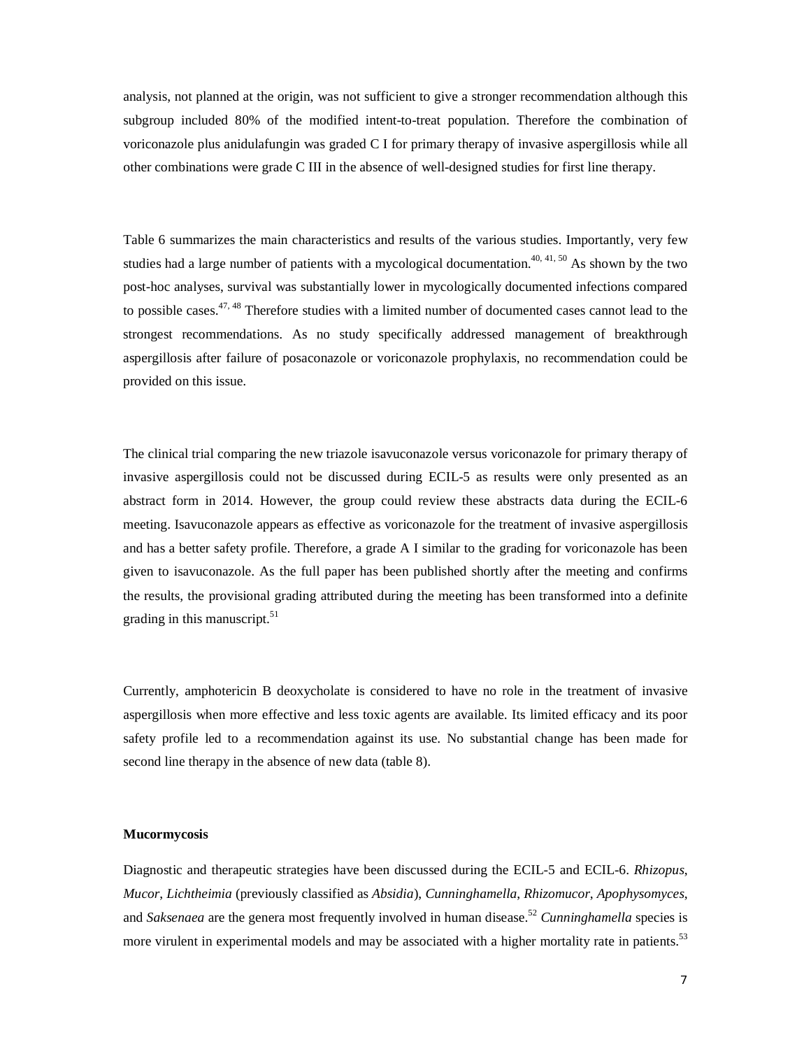analysis, not planned at the origin, was not sufficient to give a stronger recommendation although this subgroup included 80% of the modified intent-to-treat population. Therefore the combination of voriconazole plus anidulafungin was graded C I for primary therapy of invasive aspergillosis while all other combinations were grade C III in the absence of well-designed studies for first line therapy.

Table 6 summarizes the main characteristics and results of the various studies. Importantly, very few studies had a large number of patients with a mycological documentation.[40, 41, 50] As shown by the two post-hoc analyses, survival was substantially lower in mycologically documented infections compared to possible cases.[47, 48] Therefore studies with a limited number of documented cases cannot lead to the strongest recommendations. As no study specifically addressed management of breakthrough aspergillosis after failure of posaconazole or voriconazole prophylaxis, no recommendation could be provided on this issue.

The clinical trial comparing the new triazole isavuconazole versus voriconazole for primary therapy of invasive aspergillosis could not be discussed during ECIL-5 as results were only presented as an abstract form in 2014. However, the group could review these abstracts data during the ECIL-6 meeting. Isavuconazole appears as effective as voriconazole for the treatment of invasive aspergillosis and has a better safety profile. Therefore, a grade A I similar to the grading for voriconazole has been given to isavuconazole. As the full paper has been published shortly after the meeting and confirms the results, the provisional grading attributed during the meeting has been transformed into a definite grading in this manuscript.[51]

Currently, amphotericin B deoxycholate is considered to have no role in the treatment of invasive aspergillosis when more effective and less toxic agents are available. Its limited efficacy and its poor safety profile led to a recommendation against its use. No substantial change has been made for second line therapy in the absence of new data (table 8).

**Mucormycosis**

Diagnostic and therapeutic strategies have been discussed during the ECIL-5 and ECIL-6. *Rhizopus*, *Mucor*, *Lichtheimia* (previously classified as *Absidia*), *Cunninghamella*, *Rhizomucor*, *Apophysomyces*, and *Saksenaea* are the genera most frequently involved in human disease.[52] *Cunninghamella* species is more virulent in experimental models and may be associated with a higher mortality rate in patients.[53]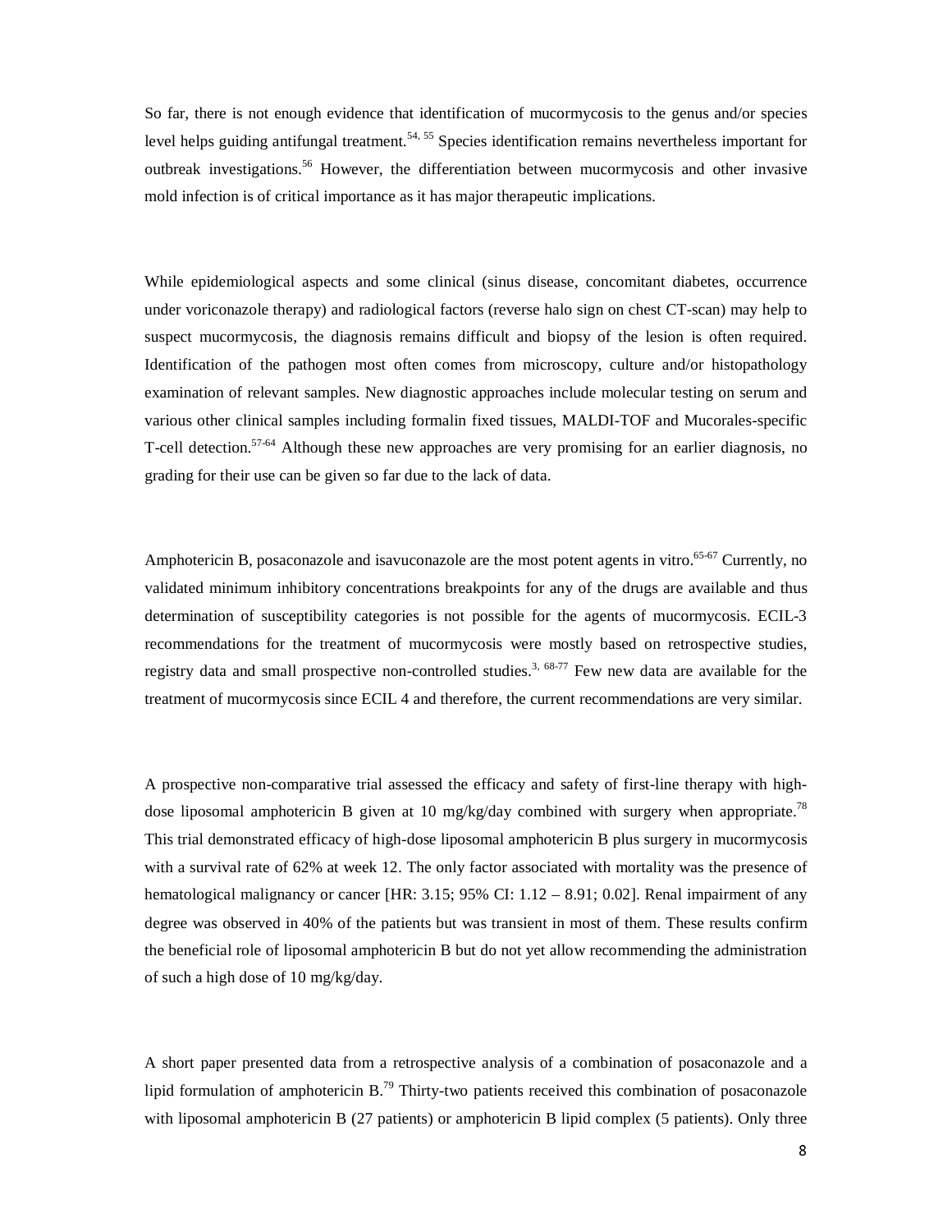So far, there is not enough evidence that identification of mucormycosis to the genus and/or species level helps guiding antifungal treatment.[54, 55] Species identification remains nevertheless important for outbreak investigations.[56] However, the differentiation between mucormycosis and other invasive mold infection is of critical importance as it has major therapeutic implications.

While epidemiological aspects and some clinical (sinus disease, concomitant diabetes, occurrence under voriconazole therapy) and radiological factors (reverse halo sign on chest CT-scan) may help to suspect mucormycosis, the diagnosis remains difficult and biopsy of the lesion is often required. Identification of the pathogen most often comes from microscopy, culture and/or histopathology examination of relevant samples. New diagnostic approaches include molecular testing on serum and various other clinical samples including formalin fixed tissues, MALDI-TOF and Mucorales-specific T-cell detection.[57-64] Although these new approaches are very promising for an earlier diagnosis, no grading for their use can be given so far due to the lack of data.

Amphotericin B, posaconazole and isavuconazole are the most potent agents in vitro.[65-67] Currently, no validated minimum inhibitory concentrations breakpoints for any of the drugs are available and thus determination of susceptibility categories is not possible for the agents of mucormycosis. ECIL-3 recommendations for the treatment of mucormycosis were mostly based on retrospective studies, registry data and small prospective non-controlled studies.[3, 68-77] Few new data are available for the treatment of mucormycosis since ECIL 4 and therefore, the current recommendations are very similar.

A prospective non-comparative trial assessed the efficacy and safety of first-line therapy with high-dose liposomal amphotericin B given at 10 mg/kg/day combined with surgery when appropriate.[78] This trial demonstrated efficacy of high-dose liposomal amphotericin B plus surgery in mucormycosis with a survival rate of 62% at week 12. The only factor associated with mortality was the presence of hematological malignancy or cancer [HR: 3.15; 95% CI: 1.12 – 8.91; 0.02]. Renal impairment of any degree was observed in 40% of the patients but was transient in most of them. These results confirm the beneficial role of liposomal amphotericin B but do not yet allow recommending the administration of such a high dose of 10 mg/kg/day.

A short paper presented data from a retrospective analysis of a combination of posaconazole and a lipid formulation of amphotericin B.[79] Thirty-two patients received this combination of posaconazole with liposomal amphotericin B (27 patients) or amphotericin B lipid complex (5 patients). Only three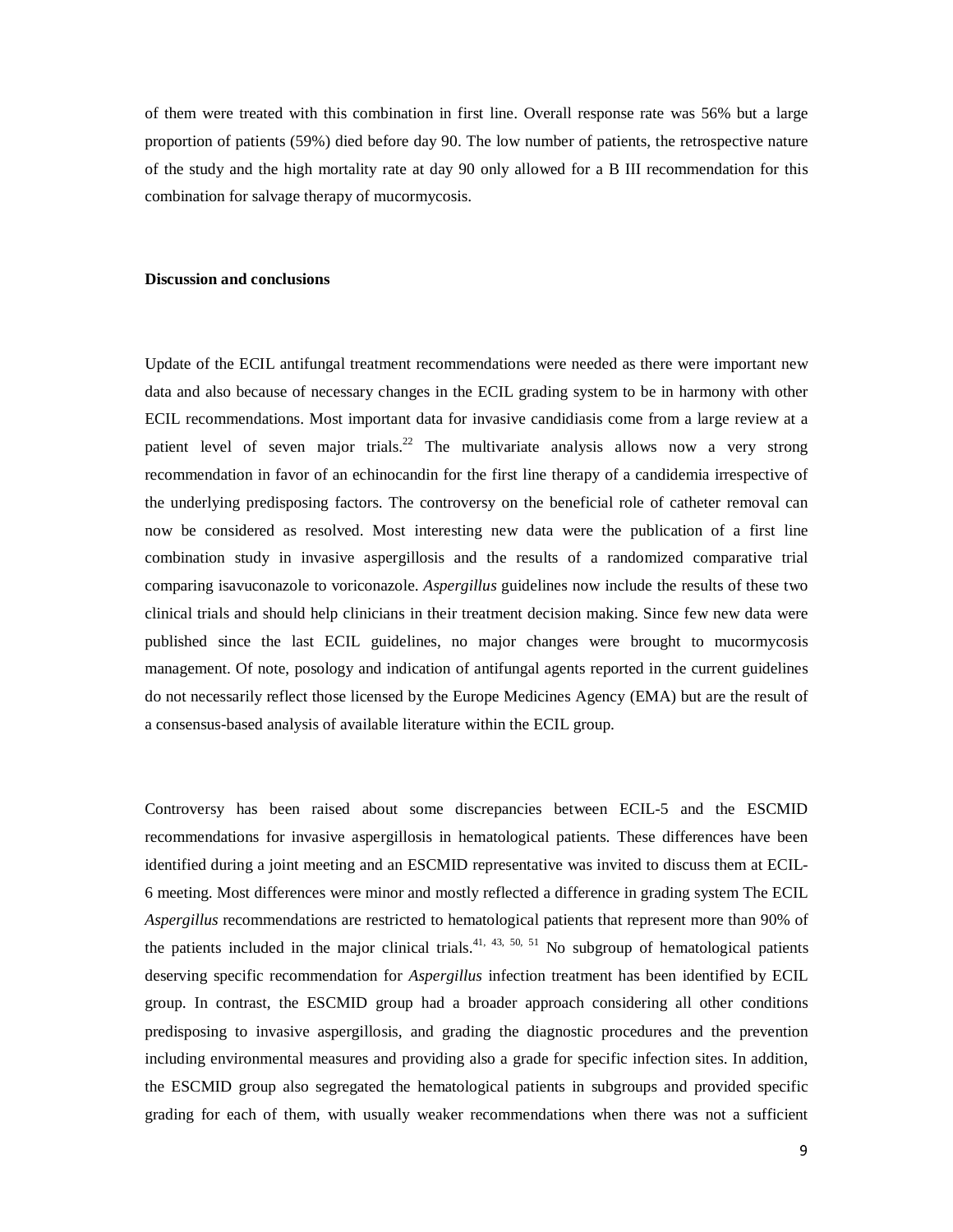of them were treated with this combination in first line. Overall response rate was 56% but a large proportion of patients (59%) died before day 90. The low number of patients, the retrospective nature of the study and the high mortality rate at day 90 only allowed for a B III recommendation for this combination for salvage therapy of mucormycosis.

**Discussion and conclusions**

Update of the ECIL antifungal treatment recommendations were needed as there were important new data and also because of necessary changes in the ECIL grading system to be in harmony with other ECIL recommendations. Most important data for invasive candidiasis come from a large review at a patient level of seven major trials.[22] The multivariate analysis allows now a very strong recommendation in favor of an echinocandin for the first line therapy of a candidemia irrespective of the underlying predisposing factors. The controversy on the beneficial role of catheter removal can now be considered as resolved. Most interesting new data were the publication of a first line combination study in invasive aspergillosis and the results of a randomized comparative trial comparing isavuconazole to voriconazole. *Aspergillus* guidelines now include the results of these two clinical trials and should help clinicians in their treatment decision making. Since few new data were published since the last ECIL guidelines, no major changes were brought to mucormycosis management. Of note, posology and indication of antifungal agents reported in the current guidelines do not necessarily reflect those licensed by the Europe Medicines Agency (EMA) but are the result of a consensus-based analysis of available literature within the ECIL group.

Controversy has been raised about some discrepancies between ECIL-5 and the ESCMID recommendations for invasive aspergillosis in hematological patients. These differences have been identified during a joint meeting and an ESCMID representative was invited to discuss them at ECIL-6 meeting. Most differences were minor and mostly reflected a difference in grading system The ECIL *Aspergillus* recommendations are restricted to hematological patients that represent more than 90% of the patients included in the major clinical trials.[41, 43, 50, 51] No subgroup of hematological patients deserving specific recommendation for *Aspergillus* infection treatment has been identified by ECIL group. In contrast, the ESCMID group had a broader approach considering all other conditions predisposing to invasive aspergillosis, and grading the diagnostic procedures and the prevention including environmental measures and providing also a grade for specific infection sites. In addition, the ESCMID group also segregated the hematological patients in subgroups and provided specific grading for each of them, with usually weaker recommendations when there was not a sufficient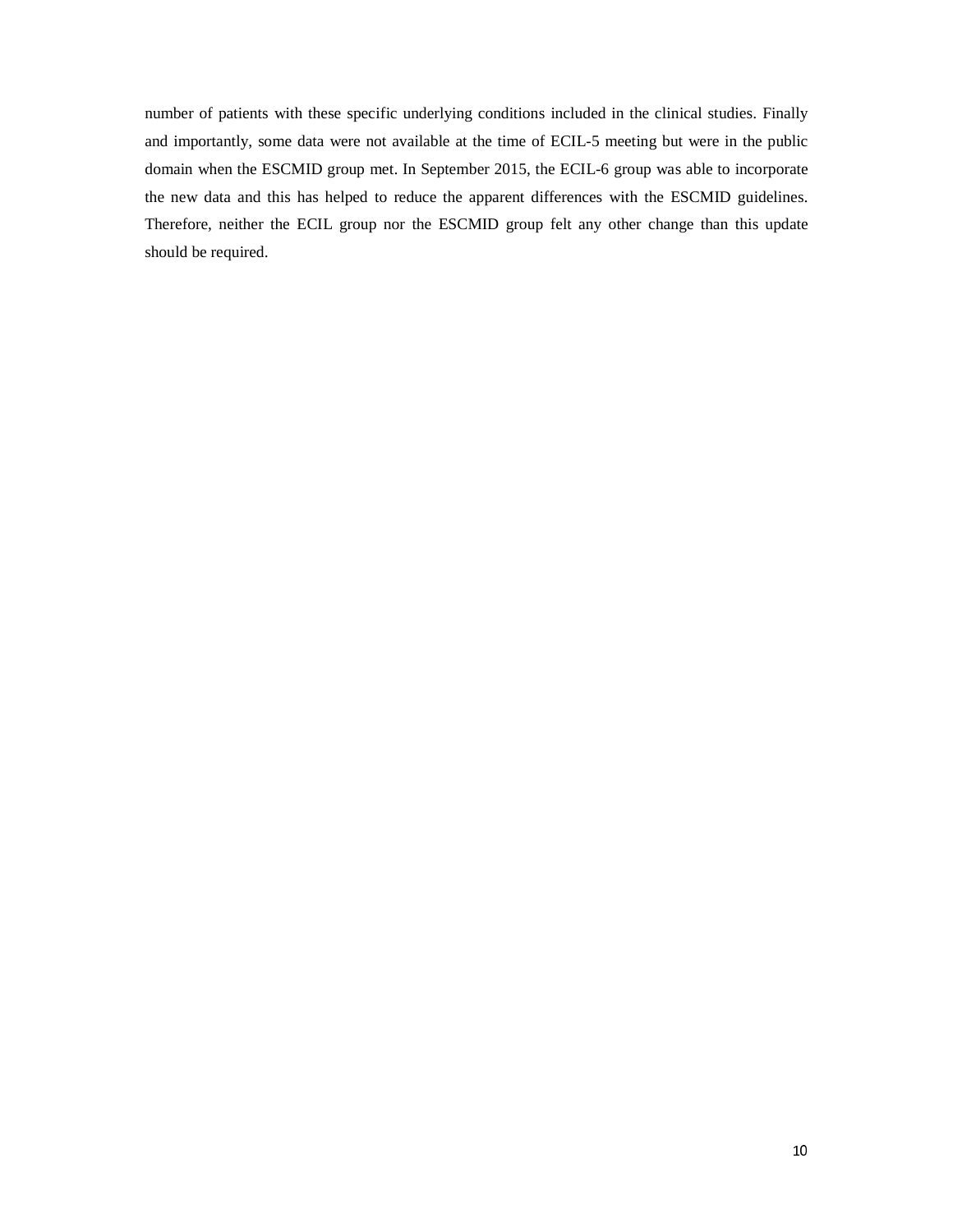number of patients with these specific underlying conditions included in the clinical studies. Finally and importantly, some data were not available at the time of ECIL-5 meeting but were in the public domain when the ESCMID group met. In September 2015, the ECIL-6 group was able to incorporate the new data and this has helped to reduce the apparent differences with the ESCMID guidelines. Therefore, neither the ECIL group nor the ESCMID group felt any other change than this update should be required.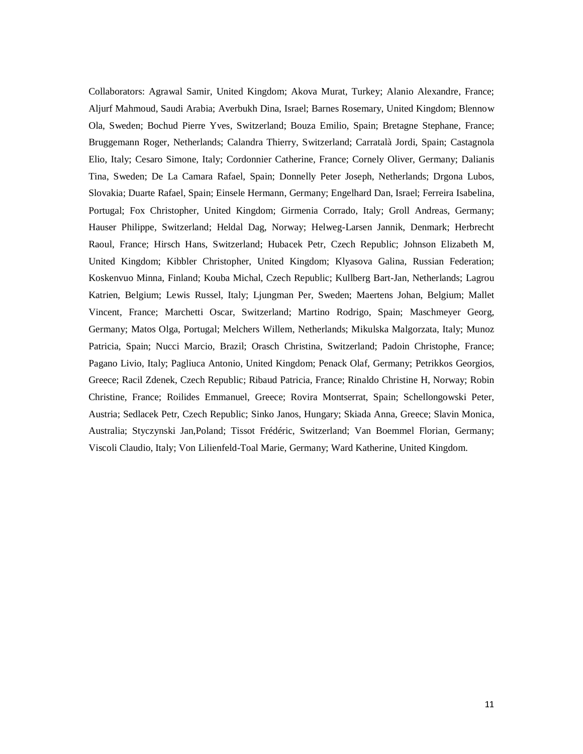Collaborators: Agrawal Samir, United Kingdom; Akova Murat, Turkey; Alanio Alexandre, France; Aljurf Mahmoud, Saudi Arabia; Averbukh Dina, Israel; Barnes Rosemary, United Kingdom; Blennow Ola, Sweden; Bochud Pierre Yves, Switzerland; Bouza Emilio, Spain; Bretagne Stephane, France; Bruggemann Roger, Netherlands; Calandra Thierry, Switzerland; Carratalà Jordi, Spain; Castagnola Elio, Italy; Cesaro Simone, Italy; Cordonnier Catherine, France; Cornely Oliver, Germany; Dalianis Tina, Sweden; De La Camara Rafael, Spain; Donnelly Peter Joseph, Netherlands; Drgona Lubos, Slovakia; Duarte Rafael, Spain; Einsele Hermann, Germany; Engelhard Dan, Israel; Ferreira Isabelina, Portugal; Fox Christopher, United Kingdom; Girmenia Corrado, Italy; Groll Andreas, Germany; Hauser Philippe, Switzerland; Heldal Dag, Norway; Helweg-Larsen Jannik, Denmark; Herbrecht Raoul, France; Hirsch Hans, Switzerland; Hubacek Petr, Czech Republic; Johnson Elizabeth M, United Kingdom; Kibbler Christopher, United Kingdom; Klyasova Galina, Russian Federation; Koskenvuo Minna, Finland; Kouba Michal, Czech Republic; Kullberg Bart-Jan, Netherlands; Lagrou Katrien, Belgium; Lewis Russel, Italy; Ljungman Per, Sweden; Maertens Johan, Belgium; Mallet Vincent, France; Marchetti Oscar, Switzerland; Martino Rodrigo, Spain; Maschmeyer Georg, Germany; Matos Olga, Portugal; Melchers Willem, Netherlands; Mikulska Malgorzata, Italy; Munoz Patricia, Spain; Nucci Marcio, Brazil; Orasch Christina, Switzerland; Padoin Christophe, France; Pagano Livio, Italy; Pagliuca Antonio, United Kingdom; Penack Olaf, Germany; Petrikkos Georgios, Greece; Racil Zdenek, Czech Republic; Ribaud Patricia, France; Rinaldo Christine H, Norway; Robin Christine, France; Roilides Emmanuel, Greece; Rovira Montserrat, Spain; Schellongowski Peter, Austria; Sedlacek Petr, Czech Republic; Sinko Janos, Hungary; Skiada Anna, Greece; Slavin Monica, Australia; Styczynski Jan,Poland; Tissot Frédéric, Switzerland; Van Boemmel Florian, Germany; Viscoli Claudio, Italy; Von Lilienfeld-Toal Marie, Germany; Ward Katherine, United Kingdom.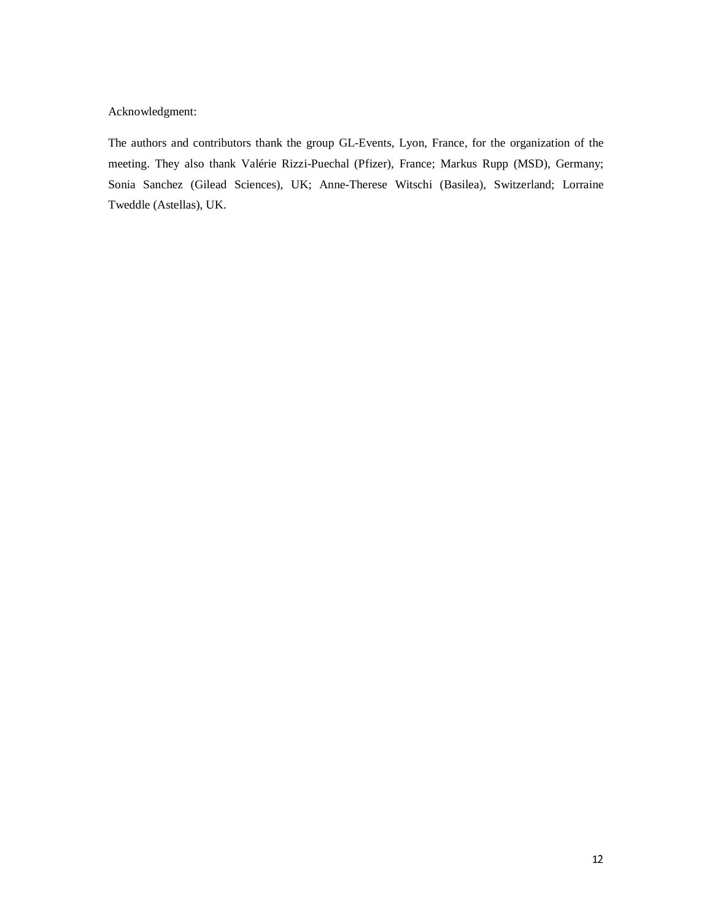Acknowledgment:

The authors and contributors thank the group GL-Events, Lyon, France, for the organization of the meeting. They also thank Valérie Rizzi-Puechal (Pfizer), France; Markus Rupp (MSD), Germany; Sonia Sanchez (Gilead Sciences), UK; Anne-Therese Witschi (Basilea), Switzerland; Lorraine Tweddle (Astellas), UK.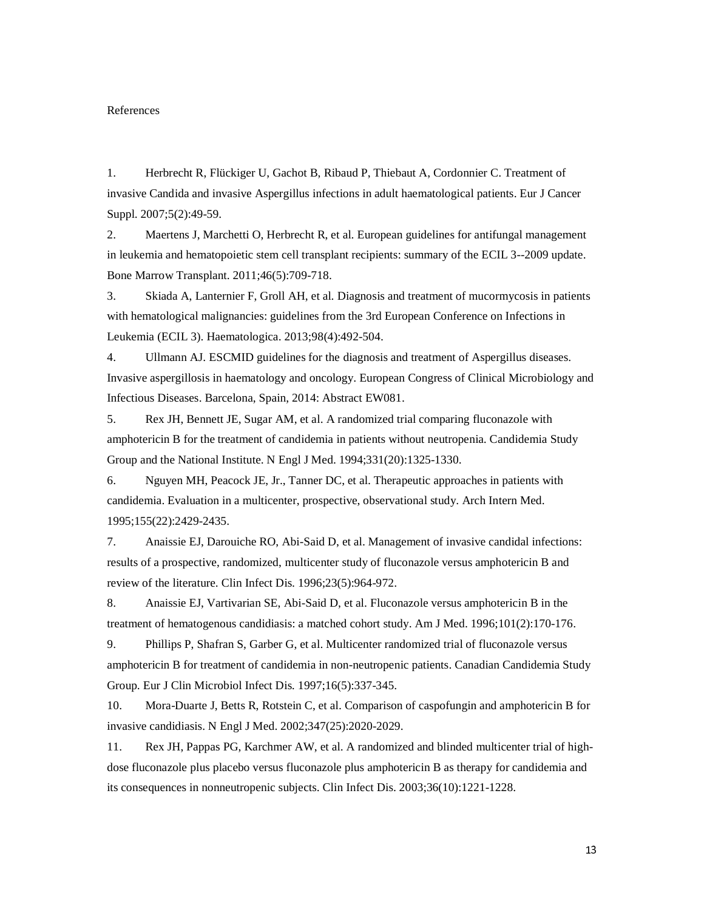References

1. Herbrecht R, Flückiger U, Gachot B, Ribaud P, Thiebaut A, Cordonnier C. Treatment of invasive Candida and invasive Aspergillus infections in adult haematological patients. Eur J Cancer Suppl. 2007;5(2):49-59.

2. Maertens J, Marchetti O, Herbrecht R, et al. European guidelines for antifungal management in leukemia and hematopoietic stem cell transplant recipients: summary of the ECIL 3--2009 update. Bone Marrow Transplant. 2011;46(5):709-718.

3. Skiada A, Lanternier F, Groll AH, et al. Diagnosis and treatment of mucormycosis in patients with hematological malignancies: guidelines from the 3rd European Conference on Infections in Leukemia (ECIL 3). Haematologica. 2013;98(4):492-504.

4. Ullmann AJ. ESCMID guidelines for the diagnosis and treatment of Aspergillus diseases. Invasive aspergillosis in haematology and oncology. European Congress of Clinical Microbiology and Infectious Diseases. Barcelona, Spain, 2014: Abstract EW081.

5. Rex JH, Bennett JE, Sugar AM, et al. A randomized trial comparing fluconazole with amphotericin B for the treatment of candidemia in patients without neutropenia. Candidemia Study Group and the National Institute. N Engl J Med. 1994;331(20):1325-1330.

6. Nguyen MH, Peacock JE, Jr., Tanner DC, et al. Therapeutic approaches in patients with candidemia. Evaluation in a multicenter, prospective, observational study. Arch Intern Med. 1995;155(22):2429-2435.

7. Anaissie EJ, Darouiche RO, Abi-Said D, et al. Management of invasive candidal infections: results of a prospective, randomized, multicenter study of fluconazole versus amphotericin B and review of the literature. Clin Infect Dis. 1996;23(5):964-972.

8. Anaissie EJ, Vartivarian SE, Abi-Said D, et al. Fluconazole versus amphotericin B in the treatment of hematogenous candidiasis: a matched cohort study. Am J Med. 1996;101(2):170-176.

9. Phillips P, Shafran S, Garber G, et al. Multicenter randomized trial of fluconazole versus amphotericin B for treatment of candidemia in non-neutropenic patients. Canadian Candidemia Study Group. Eur J Clin Microbiol Infect Dis. 1997;16(5):337-345.

10. Mora-Duarte J, Betts R, Rotstein C, et al. Comparison of caspofungin and amphotericin B for invasive candidiasis. N Engl J Med. 2002;347(25):2020-2029.

11. Rex JH, Pappas PG, Karchmer AW, et al. A randomized and blinded multicenter trial of high-dose fluconazole plus placebo versus fluconazole plus amphotericin B as therapy for candidemia and its consequences in nonneutropenic subjects. Clin Infect Dis. 2003;36(10):1221-1228.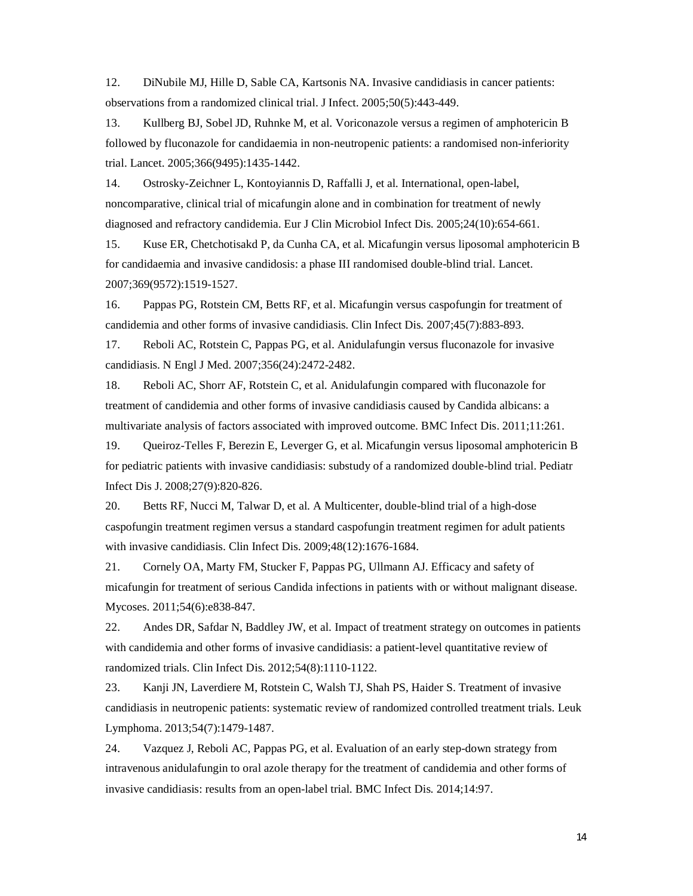12. DiNubile MJ, Hille D, Sable CA, Kartsonis NA. Invasive candidiasis in cancer patients: observations from a randomized clinical trial. J Infect. 2005;50(5):443-449.

13. Kullberg BJ, Sobel JD, Ruhnke M, et al. Voriconazole versus a regimen of amphotericin B followed by fluconazole for candidaemia in non-neutropenic patients: a randomised non-inferiority trial. Lancet. 2005;366(9495):1435-1442.

14. Ostrosky-Zeichner L, Kontoyiannis D, Raffalli J, et al. International, open-label, noncomparative, clinical trial of micafungin alone and in combination for treatment of newly diagnosed and refractory candidemia. Eur J Clin Microbiol Infect Dis. 2005;24(10):654-661.

15. Kuse ER, Chetchotisakd P, da Cunha CA, et al. Micafungin versus liposomal amphotericin B for candidaemia and invasive candidosis: a phase III randomised double-blind trial. Lancet. 2007;369(9572):1519-1527.

16. Pappas PG, Rotstein CM, Betts RF, et al. Micafungin versus caspofungin for treatment of candidemia and other forms of invasive candidiasis. Clin Infect Dis. 2007;45(7):883-893.

17. Reboli AC, Rotstein C, Pappas PG, et al. Anidulafungin versus fluconazole for invasive candidiasis. N Engl J Med. 2007;356(24):2472-2482.

18. Reboli AC, Shorr AF, Rotstein C, et al. Anidulafungin compared with fluconazole for treatment of candidemia and other forms of invasive candidiasis caused by Candida albicans: a multivariate analysis of factors associated with improved outcome. BMC Infect Dis. 2011;11:261.

19. Queiroz-Telles F, Berezin E, Leverger G, et al. Micafungin versus liposomal amphotericin B for pediatric patients with invasive candidiasis: substudy of a randomized double-blind trial. Pediatr Infect Dis J. 2008;27(9):820-826.

20. Betts RF, Nucci M, Talwar D, et al. A Multicenter, double-blind trial of a high-dose caspofungin treatment regimen versus a standard caspofungin treatment regimen for adult patients with invasive candidiasis. Clin Infect Dis. 2009;48(12):1676-1684.

21. Cornely OA, Marty FM, Stucker F, Pappas PG, Ullmann AJ. Efficacy and safety of micafungin for treatment of serious Candida infections in patients with or without malignant disease. Mycoses. 2011;54(6):e838-847.

22. Andes DR, Safdar N, Baddley JW, et al. Impact of treatment strategy on outcomes in patients with candidemia and other forms of invasive candidiasis: a patient-level quantitative review of randomized trials. Clin Infect Dis. 2012;54(8):1110-1122.

23. Kanji JN, Laverdiere M, Rotstein C, Walsh TJ, Shah PS, Haider S. Treatment of invasive candidiasis in neutropenic patients: systematic review of randomized controlled treatment trials. Leuk Lymphoma. 2013;54(7):1479-1487.

24. Vazquez J, Reboli AC, Pappas PG, et al. Evaluation of an early step-down strategy from intravenous anidulafungin to oral azole therapy for the treatment of candidemia and other forms of invasive candidiasis: results from an open-label trial. BMC Infect Dis. 2014;14:97.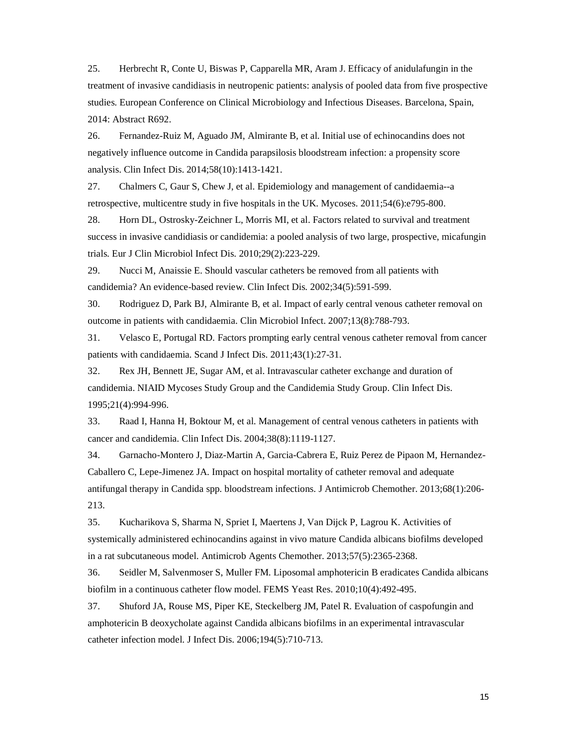25. Herbrecht R, Conte U, Biswas P, Capparella MR, Aram J. Efficacy of anidulafungin in the treatment of invasive candidiasis in neutropenic patients: analysis of pooled data from five prospective studies. European Conference on Clinical Microbiology and Infectious Diseases. Barcelona, Spain, 2014: Abstract R692.

26. Fernandez-Ruiz M, Aguado JM, Almirante B, et al. Initial use of echinocandins does not negatively influence outcome in Candida parapsilosis bloodstream infection: a propensity score analysis. Clin Infect Dis. 2014;58(10):1413-1421.

27. Chalmers C, Gaur S, Chew J, et al. Epidemiology and management of candidaemia--a retrospective, multicentre study in five hospitals in the UK. Mycoses. 2011;54(6):e795-800.

28. Horn DL, Ostrosky-Zeichner L, Morris MI, et al. Factors related to survival and treatment success in invasive candidiasis or candidemia: a pooled analysis of two large, prospective, micafungin trials. Eur J Clin Microbiol Infect Dis. 2010;29(2):223-229.

29. Nucci M, Anaissie E. Should vascular catheters be removed from all patients with candidemia? An evidence-based review. Clin Infect Dis. 2002;34(5):591-599.

30. Rodriguez D, Park BJ, Almirante B, et al. Impact of early central venous catheter removal on outcome in patients with candidaemia. Clin Microbiol Infect. 2007;13(8):788-793.

31. Velasco E, Portugal RD. Factors prompting early central venous catheter removal from cancer patients with candidaemia. Scand J Infect Dis. 2011;43(1):27-31.

32. Rex JH, Bennett JE, Sugar AM, et al. Intravascular catheter exchange and duration of candidemia. NIAID Mycoses Study Group and the Candidemia Study Group. Clin Infect Dis. 1995;21(4):994-996.

33. Raad I, Hanna H, Boktour M, et al. Management of central venous catheters in patients with cancer and candidemia. Clin Infect Dis. 2004;38(8):1119-1127.

34. Garnacho-Montero J, Diaz-Martin A, Garcia-Cabrera E, Ruiz Perez de Pipaon M, Hernandez-Caballero C, Lepe-Jimenez JA. Impact on hospital mortality of catheter removal and adequate antifungal therapy in Candida spp. bloodstream infections. J Antimicrob Chemother. 2013;68(1):206-213.

35. Kucharikova S, Sharma N, Spriet I, Maertens J, Van Dijck P, Lagrou K. Activities of systemically administered echinocandins against in vivo mature Candida albicans biofilms developed in a rat subcutaneous model. Antimicrob Agents Chemother. 2013;57(5):2365-2368.

36. Seidler M, Salvenmoser S, Muller FM. Liposomal amphotericin B eradicates Candida albicans biofilm in a continuous catheter flow model. FEMS Yeast Res. 2010;10(4):492-495.

37. Shuford JA, Rouse MS, Piper KE, Steckelberg JM, Patel R. Evaluation of caspofungin and amphotericin B deoxycholate against Candida albicans biofilms in an experimental intravascular catheter infection model. J Infect Dis. 2006;194(5):710-713.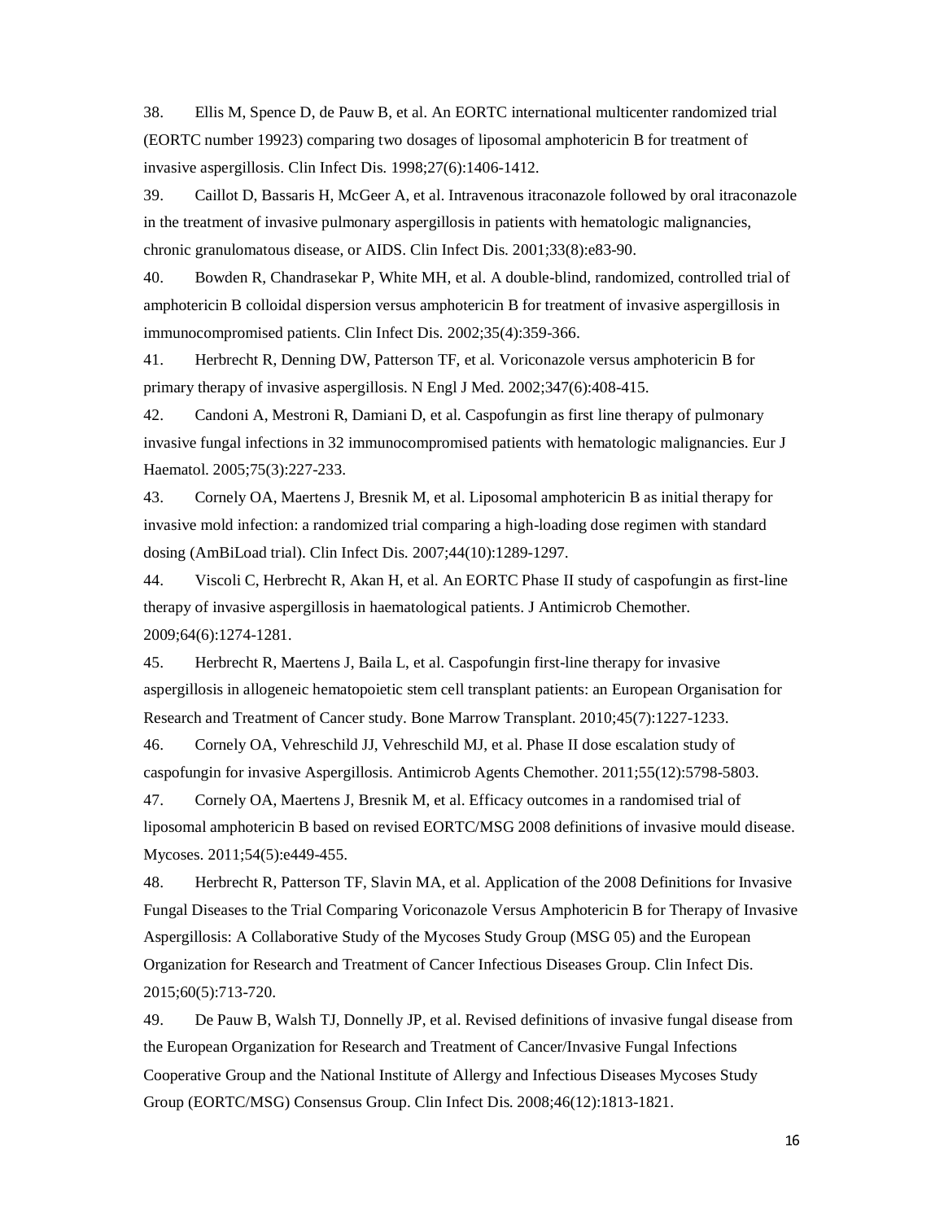38. Ellis M, Spence D, de Pauw B, et al. An EORTC international multicenter randomized trial (EORTC number 19923) comparing two dosages of liposomal amphotericin B for treatment of invasive aspergillosis. Clin Infect Dis. 1998;27(6):1406-1412.

39. Caillot D, Bassaris H, McGeer A, et al. Intravenous itraconazole followed by oral itraconazole in the treatment of invasive pulmonary aspergillosis in patients with hematologic malignancies, chronic granulomatous disease, or AIDS. Clin Infect Dis. 2001;33(8):e83-90.

40. Bowden R, Chandrasekar P, White MH, et al. A double-blind, randomized, controlled trial of amphotericin B colloidal dispersion versus amphotericin B for treatment of invasive aspergillosis in immunocompromised patients. Clin Infect Dis. 2002;35(4):359-366.

41. Herbrecht R, Denning DW, Patterson TF, et al. Voriconazole versus amphotericin B for primary therapy of invasive aspergillosis. N Engl J Med. 2002;347(6):408-415.

42. Candoni A, Mestroni R, Damiani D, et al. Caspofungin as first line therapy of pulmonary invasive fungal infections in 32 immunocompromised patients with hematologic malignancies. Eur J Haematol. 2005;75(3):227-233.

43. Cornely OA, Maertens J, Bresnik M, et al. Liposomal amphotericin B as initial therapy for invasive mold infection: a randomized trial comparing a high-loading dose regimen with standard dosing (AmBiLoad trial). Clin Infect Dis. 2007;44(10):1289-1297.

44. Viscoli C, Herbrecht R, Akan H, et al. An EORTC Phase II study of caspofungin as first-line therapy of invasive aspergillosis in haematological patients. J Antimicrob Chemother. 2009;64(6):1274-1281.

45. Herbrecht R, Maertens J, Baila L, et al. Caspofungin first-line therapy for invasive aspergillosis in allogeneic hematopoietic stem cell transplant patients: an European Organisation for Research and Treatment of Cancer study. Bone Marrow Transplant. 2010;45(7):1227-1233.

46. Cornely OA, Vehreschild JJ, Vehreschild MJ, et al. Phase II dose escalation study of caspofungin for invasive Aspergillosis. Antimicrob Agents Chemother. 2011;55(12):5798-5803.

47. Cornely OA, Maertens J, Bresnik M, et al. Efficacy outcomes in a randomised trial of liposomal amphotericin B based on revised EORTC/MSG 2008 definitions of invasive mould disease. Mycoses. 2011;54(5):e449-455.

48. Herbrecht R, Patterson TF, Slavin MA, et al. Application of the 2008 Definitions for Invasive Fungal Diseases to the Trial Comparing Voriconazole Versus Amphotericin B for Therapy of Invasive Aspergillosis: A Collaborative Study of the Mycoses Study Group (MSG 05) and the European Organization for Research and Treatment of Cancer Infectious Diseases Group. Clin Infect Dis. 2015;60(5):713-720.

49. De Pauw B, Walsh TJ, Donnelly JP, et al. Revised definitions of invasive fungal disease from the European Organization for Research and Treatment of Cancer/Invasive Fungal Infections Cooperative Group and the National Institute of Allergy and Infectious Diseases Mycoses Study Group (EORTC/MSG) Consensus Group. Clin Infect Dis. 2008;46(12):1813-1821.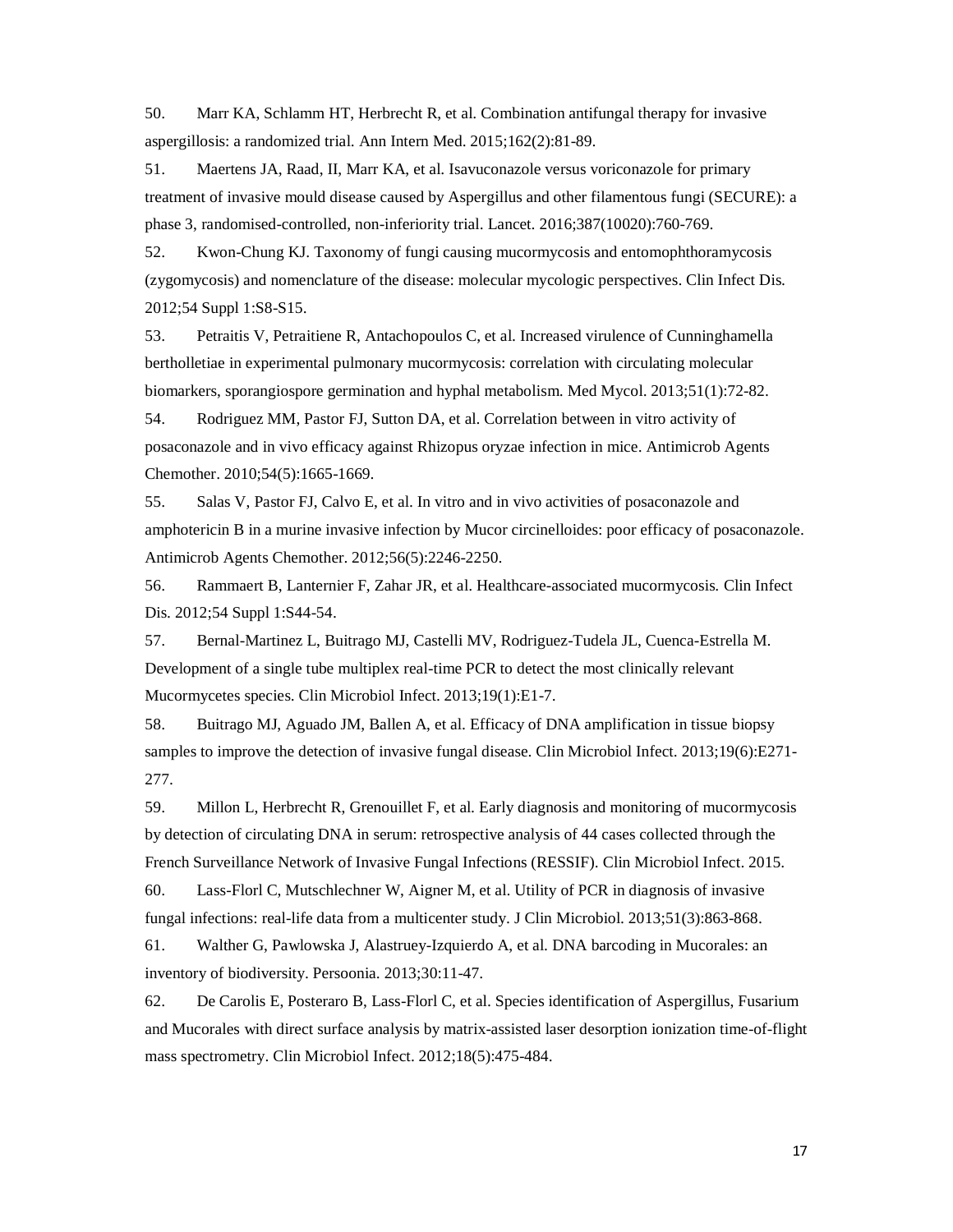50. Marr KA, Schlamm HT, Herbrecht R, et al. Combination antifungal therapy for invasive aspergillosis: a randomized trial. Ann Intern Med. 2015;162(2):81-89.

51. Maertens JA, Raad, II, Marr KA, et al. Isavuconazole versus voriconazole for primary treatment of invasive mould disease caused by Aspergillus and other filamentous fungi (SECURE): a phase 3, randomised-controlled, non-inferiority trial. Lancet. 2016;387(10020):760-769.

52. Kwon-Chung KJ. Taxonomy of fungi causing mucormycosis and entomophthoramycosis (zygomycosis) and nomenclature of the disease: molecular mycologic perspectives. Clin Infect Dis. 2012;54 Suppl 1:S8-S15.

53. Petraitis V, Petraitiene R, Antachopoulos C, et al. Increased virulence of Cunninghamella bertholletiae in experimental pulmonary mucormycosis: correlation with circulating molecular biomarkers, sporangiospore germination and hyphal metabolism. Med Mycol. 2013;51(1):72-82.

54. Rodriguez MM, Pastor FJ, Sutton DA, et al. Correlation between in vitro activity of posaconazole and in vivo efficacy against Rhizopus oryzae infection in mice. Antimicrob Agents Chemother. 2010;54(5):1665-1669.

55. Salas V, Pastor FJ, Calvo E, et al. In vitro and in vivo activities of posaconazole and amphotericin B in a murine invasive infection by Mucor circinelloides: poor efficacy of posaconazole. Antimicrob Agents Chemother. 2012;56(5):2246-2250.

56. Rammaert B, Lanternier F, Zahar JR, et al. Healthcare-associated mucormycosis. Clin Infect Dis. 2012;54 Suppl 1:S44-54.

57. Bernal-Martinez L, Buitrago MJ, Castelli MV, Rodriguez-Tudela JL, Cuenca-Estrella M. Development of a single tube multiplex real-time PCR to detect the most clinically relevant Mucormycetes species. Clin Microbiol Infect. 2013;19(1):E1-7.

58. Buitrago MJ, Aguado JM, Ballen A, et al. Efficacy of DNA amplification in tissue biopsy samples to improve the detection of invasive fungal disease. Clin Microbiol Infect. 2013;19(6):E271-277.

59. Millon L, Herbrecht R, Grenouillet F, et al. Early diagnosis and monitoring of mucormycosis by detection of circulating DNA in serum: retrospective analysis of 44 cases collected through the French Surveillance Network of Invasive Fungal Infections (RESSIF). Clin Microbiol Infect. 2015.

60. Lass-Florl C, Mutschlechner W, Aigner M, et al. Utility of PCR in diagnosis of invasive fungal infections: real-life data from a multicenter study. J Clin Microbiol. 2013;51(3):863-868.

61. Walther G, Pawlowska J, Alastruey-Izquierdo A, et al. DNA barcoding in Mucorales: an inventory of biodiversity. Persoonia. 2013;30:11-47.

62. De Carolis E, Posteraro B, Lass-Florl C, et al. Species identification of Aspergillus, Fusarium and Mucorales with direct surface analysis by matrix-assisted laser desorption ionization time-of-flight mass spectrometry. Clin Microbiol Infect. 2012;18(5):475-484.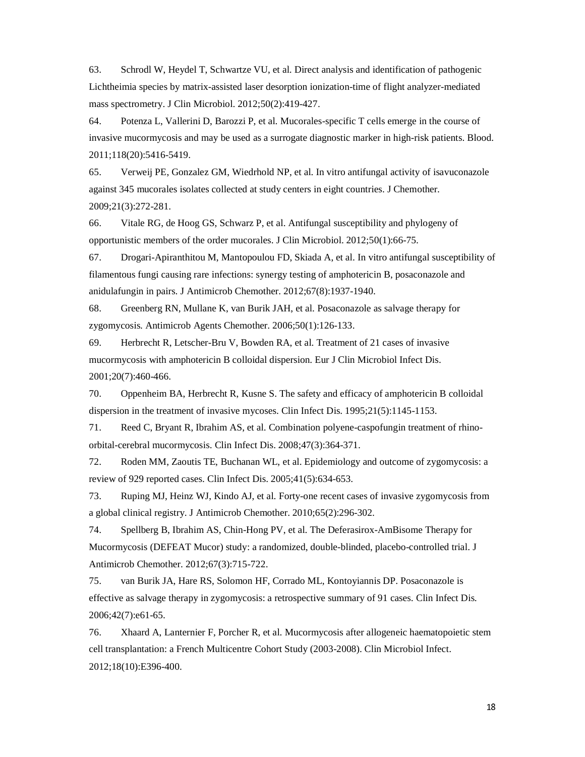63. Schrodl W, Heydel T, Schwartze VU, et al. Direct analysis and identification of pathogenic Lichtheimia species by matrix-assisted laser desorption ionization-time of flight analyzer-mediated mass spectrometry. J Clin Microbiol. 2012;50(2):419-427.

64. Potenza L, Vallerini D, Barozzi P, et al. Mucorales-specific T cells emerge in the course of invasive mucormycosis and may be used as a surrogate diagnostic marker in high-risk patients. Blood. 2011;118(20):5416-5419.

65. Verweij PE, Gonzalez GM, Wiedrhold NP, et al. In vitro antifungal activity of isavuconazole against 345 mucorales isolates collected at study centers in eight countries. J Chemother. 2009;21(3):272-281.

66. Vitale RG, de Hoog GS, Schwarz P, et al. Antifungal susceptibility and phylogeny of opportunistic members of the order mucorales. J Clin Microbiol. 2012;50(1):66-75.

67. Drogari-Apiranthitou M, Mantopoulou FD, Skiada A, et al. In vitro antifungal susceptibility of filamentous fungi causing rare infections: synergy testing of amphotericin B, posaconazole and anidulafungin in pairs. J Antimicrob Chemother. 2012;67(8):1937-1940.

68. Greenberg RN, Mullane K, van Burik JAH, et al. Posaconazole as salvage therapy for zygomycosis. Antimicrob Agents Chemother. 2006;50(1):126-133.

69. Herbrecht R, Letscher-Bru V, Bowden RA, et al. Treatment of 21 cases of invasive mucormycosis with amphotericin B colloidal dispersion. Eur J Clin Microbiol Infect Dis. 2001;20(7):460-466.

70. Oppenheim BA, Herbrecht R, Kusne S. The safety and efficacy of amphotericin B colloidal dispersion in the treatment of invasive mycoses. Clin Infect Dis. 1995;21(5):1145-1153.

71. Reed C, Bryant R, Ibrahim AS, et al. Combination polyene-caspofungin treatment of rhino-orbital-cerebral mucormycosis. Clin Infect Dis. 2008;47(3):364-371.

72. Roden MM, Zaoutis TE, Buchanan WL, et al. Epidemiology and outcome of zygomycosis: a review of 929 reported cases. Clin Infect Dis. 2005;41(5):634-653.

73. Ruping MJ, Heinz WJ, Kindo AJ, et al. Forty-one recent cases of invasive zygomycosis from a global clinical registry. J Antimicrob Chemother. 2010;65(2):296-302.

74. Spellberg B, Ibrahim AS, Chin-Hong PV, et al. The Deferasirox-AmBisome Therapy for Mucormycosis (DEFEAT Mucor) study: a randomized, double-blinded, placebo-controlled trial. J Antimicrob Chemother. 2012;67(3):715-722.

75. van Burik JA, Hare RS, Solomon HF, Corrado ML, Kontoyiannis DP. Posaconazole is effective as salvage therapy in zygomycosis: a retrospective summary of 91 cases. Clin Infect Dis. 2006;42(7):e61-65.

76. Xhaard A, Lanternier F, Porcher R, et al. Mucormycosis after allogeneic haematopoietic stem cell transplantation: a French Multicentre Cohort Study (2003-2008). Clin Microbiol Infect. 2012;18(10):E396-400.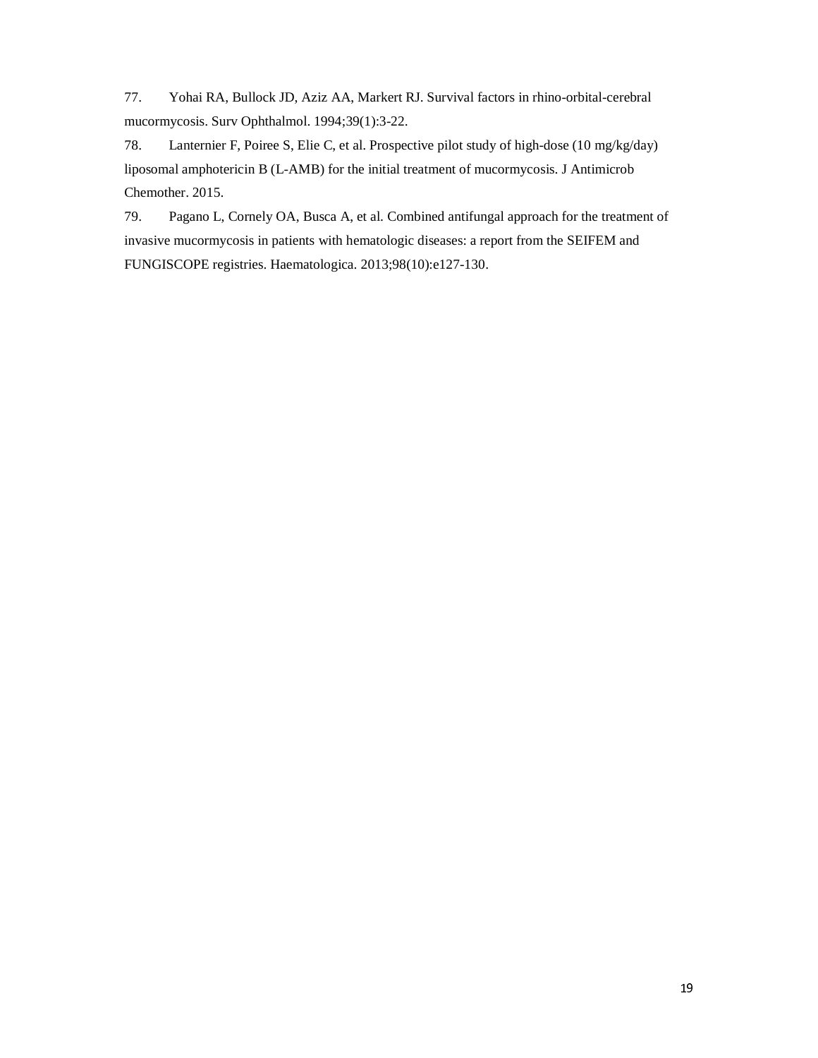77. Yohai RA, Bullock JD, Aziz AA, Markert RJ. Survival factors in rhino-orbital-cerebral mucormycosis. Surv Ophthalmol. 1994;39(1):3-22.

78. Lanternier F, Poiree S, Elie C, et al. Prospective pilot study of high-dose (10 mg/kg/day) liposomal amphotericin B (L-AMB) for the initial treatment of mucormycosis. J Antimicrob Chemother. 2015.

79. Pagano L, Cornely OA, Busca A, et al. Combined antifungal approach for the treatment of invasive mucormycosis in patients with hematologic diseases: a report from the SEIFEM and FUNGISCOPE registries. Haematologica. 2013;98(10):e127-130.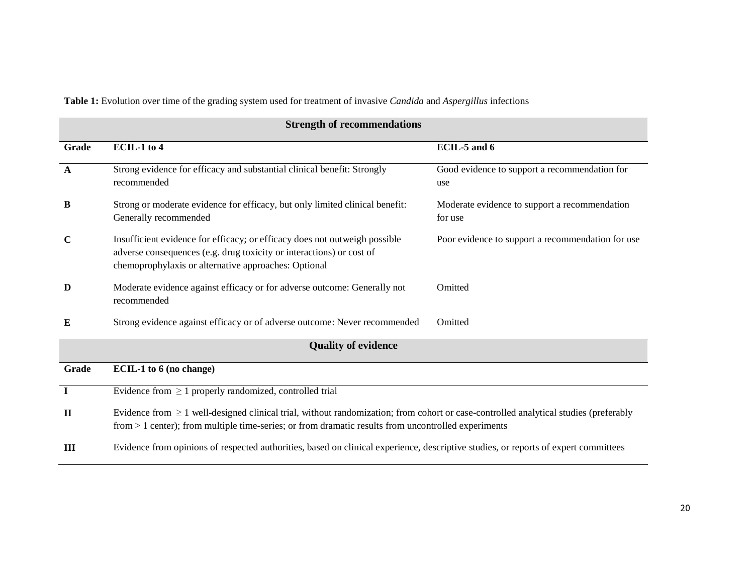**Table 1:** Evolution over time of the grading system used for treatment of invasive *Candida* and *Aspergillus* infections

| **Strength of recommendations** | | |
|---|---|---|
| **Grade** | **ECIL-1 to 4** | **ECIL-5 and 6** |
| **A** | Strong evidence for efficacy and substantial clinical benefit: Strongly recommended | Good evidence to support a recommendation for use |
| **B** | Strong or moderate evidence for efficacy, but only limited clinical benefit: Generally recommended | Moderate evidence to support a recommendation for use |
| **C** | Insufficient evidence for efficacy; or efficacy does not outweigh possible adverse consequences (e.g. drug toxicity or interactions) or cost of chemoprophylaxis or alternative approaches: Optional | Poor evidence to support a recommendation for use |
| **D** | Moderate evidence against efficacy or for adverse outcome: Generally not recommended | Omitted |
| **E** | Strong evidence against efficacy or of adverse outcome: Never recommended | Omitted |
| **Quality of evidence** | | |
| **Grade** | **ECIL-1 to 6 (no change)** | |
| **I** | Evidence from $\geq 1$ properly randomized, controlled trial | |
| **II** | Evidence from $\geq 1$ well-designed clinical trial, without randomization; from cohort or case-controlled analytical studies (preferably from > 1 center); from multiple time-series; or from dramatic results from uncontrolled experiments | |
| **III** | Evidence from opinions of respected authorities, based on clinical experience, descriptive studies, or reports of expert committees | |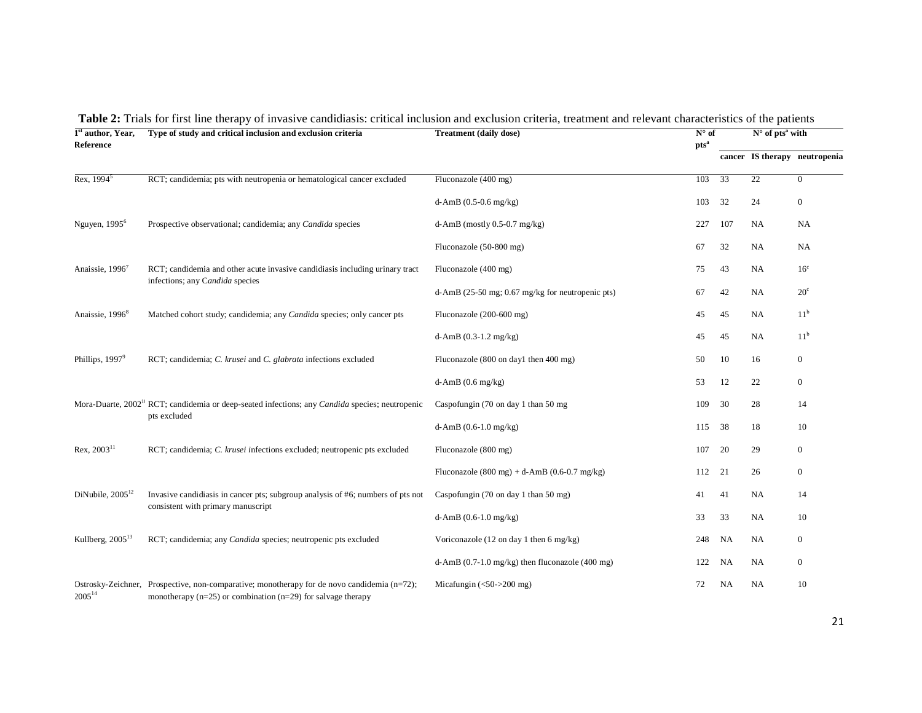**Table 2:** Trials for first line therapy of invasive candidiasis: critical inclusion and exclusion criteria, treatment and relevant characteristics of the patients

| 1st author, Year, Reference | Type of study and critical inclusion and exclusion criteria | Treatment (daily dose) | N° of pts[a] | N° of pts[a] with | | |
|---|---|---|---|---|---|---|
| | | | | cancer | IS therapy | neutropenia |
| Rex, 1994[5] | RCT; candidemia; pts with neutropenia or hematological cancer excluded | Fluconazole (400 mg) | 103 | 33 | 22 | 0 |
| | | d-AmB (0.5-0.6 mg/kg) | 103 | 32 | 24 | 0 |
| Nguyen, 1995[6] | Prospective observational; candidemia; any *Candida* species | d-AmB (mostly 0.5-0.7 mg/kg) | 227 | 107 | NA | NA |
| | | Fluconazole (50-800 mg) | 67 | 32 | NA | NA |
| Anaissie, 1996[7] | RCT; candidemia and other acute invasive candidiasis including urinary tract infections; any C*andida* species | Fluconazole (400 mg) | 75 | 43 | NA | 16[c] |
| | | d-AmB (25-50 mg; 0.67 mg/kg for neutropenic pts) | 67 | 42 | NA | 20[c] |
| Anaissie, 1996[8] | Matched cohort study; candidemia; any *Candida* species; only cancer pts | Fluconazole (200-600 mg) | 45 | 45 | NA | 11[b] |
| | | d-AmB (0.3-1.2 mg/kg) | 45 | 45 | NA | 11[b] |
| Phillips, 1997[9] | RCT; candidemia; *C. krusei* and *C. glabrata* infections excluded | Fluconazole (800 on day1 then 400 mg) | 50 | 10 | 16 | 0 |
| | | d-AmB (0.6 mg/kg) | 53 | 12 | 22 | 0 |
| Mora-Duarte, 2002[10] | RCT; candidemia or deep-seated infections; any *Candida* species; neutropenic pts excluded | Caspofungin (70 on day 1 than 50 mg | 109 | 30 | 28 | 14 |
| | | d-AmB (0.6-1.0 mg/kg) | 115 | 38 | 18 | 10 |
| Rex, 2003[11] | RCT; candidemia; *C. krusei* infections excluded; neutropenic pts excluded | Fluconazole (800 mg) | 107 | 20 | 29 | 0 |
| | | Fluconazole (800 mg) + d-AmB (0.6-0.7 mg/kg) | 112 | 21 | 26 | 0 |
| DiNubile, 2005[12] | Invasive candidiasis in cancer pts; subgroup analysis of #6; numbers of pts not consistent with primary manuscript | Caspofungin (70 on day 1 than 50 mg) | 41 | 41 | NA | 14 |
| | | d-AmB (0.6-1.0 mg/kg) | 33 | 33 | NA | 10 |
| Kullberg, 2005[13] | RCT; candidemia; any *Candida* species; neutropenic pts excluded | Voriconazole (12 on day 1 then 6 mg/kg) | 248 | NA | NA | 0 |
| | | d-AmB (0.7-1.0 mg/kg) then fluconazole (400 mg) | 122 | NA | NA | 0 |
| Ostrosky-Zeichner, 2005[14] | Prospective, non-comparative; monotherapy for de novo candidemia (n=72); monotherapy (n=25) or combination (n=29) for salvage therapy | Micafungin (<50->200 mg) | 72 | NA | NA | 10 |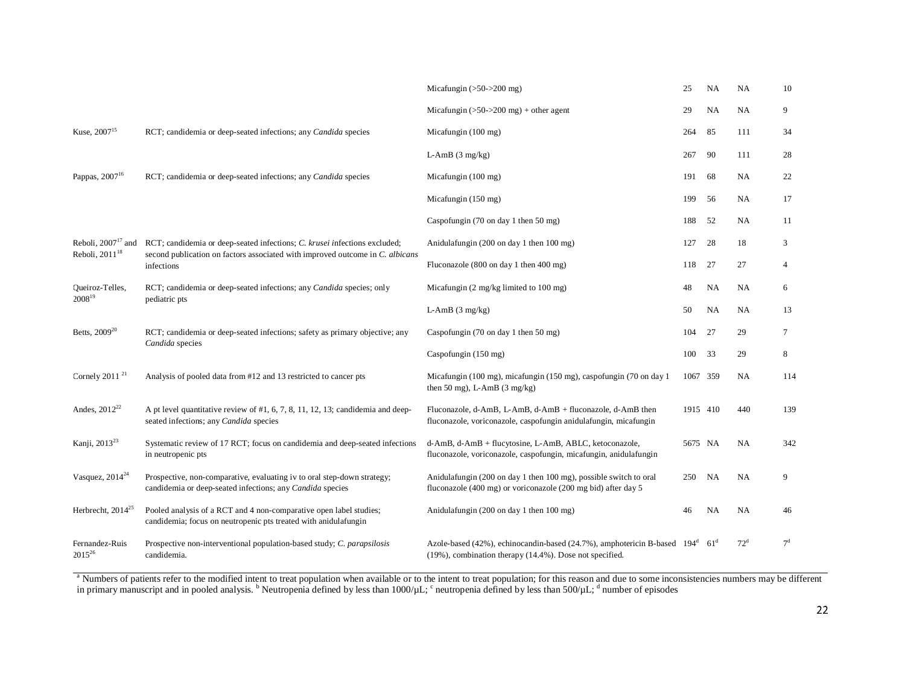| | | | | | | |
|---|---|---|---|---|---|---|
| | | Micafungin (>50->200 mg) | 25 | NA | NA | 10 |
| | | Micafungin (>50->200 mg) + other agent | 29 | NA | NA | 9 |
| Kuse, 2007[15] | RCT; candidemia or deep-seated infections; any *Candida* species | Micafungin (100 mg) | 264 | 85 | 111 | 34 |
| | | L-AmB (3 mg/kg) | 267 | 90 | 111 | 28 |
| Pappas, 2007[16] | RCT; candidemia or deep-seated infections; any *Candida* species | Micafungin (100 mg) | 191 | 68 | NA | 22 |
| | | Micafungin (150 mg) | 199 | 56 | NA | 17 |
| | | Caspofungin (70 on day 1 then 50 mg) | 188 | 52 | NA | 11 |
| Reboli, 2007[17] and Reboli, 2011[18] | RCT; candidemia or deep-seated infections; *C. krusei* infections excluded; second publication on factors associated with improved outcome in *C. albicans* infections | Anidulafungin (200 on day 1 then 100 mg) | 127 | 28 | 18 | 3 |
| | | Fluconazole (800 on day 1 then 400 mg) | 118 | 27 | 27 | 4 |
| Queiroz-Telles, 2008[19] | RCT; candidemia or deep-seated infections; any *Candida* species; only pediatric pts | Micafungin (2 mg/kg limited to 100 mg) | 48 | NA | NA | 6 |
| | | L-AmB (3 mg/kg) | 50 | NA | NA | 13 |
| Betts, 2009[20] | RCT; candidemia or deep-seated infections; safety as primary objective; any *Candida* species | Caspofungin (70 on day 1 then 50 mg) | 104 | 27 | 29 | 7 |
| | | Caspofungin (150 mg) | 100 | 33 | 29 | 8 |
| Cornely 2011[21] | Analysis of pooled data from #12 and 13 restricted to cancer pts | Micafungin (100 mg), micafungin (150 mg), caspofungin (70 on day 1 then 50 mg), L-AmB (3 mg/kg) | 1067 | 359 | NA | 114 |
| Andes, 2012[22] | A pt level quantitative review of #1, 6, 7, 8, 11, 12, 13; candidemia and deep-seated infections; any *Candida* species | Fluconazole, d-AmB, L-AmB, d-AmB + fluconazole, d-AmB then fluconazole, voriconazole, caspofungin anidulafungin, micafungin | 1915 | 410 | 440 | 139 |
| Kanji, 2013[23] | Systematic review of 17 RCT; focus on candidemia and deep-seated infections in neutropenic pts | d-AmB, d-AmB + flucytosine, L-AmB, ABLC, ketoconazole, fluconazole, voriconazole, caspofungin, micafungin, anidulafungin | 5675 | NA | NA | 342 |
| Vasquez, 2014[24] | Prospective, non-comparative, evaluating iv to oral step-down strategy; candidemia or deep-seated infections; any *Candida* species | Anidulafungin (200 on day 1 then 100 mg), possible switch to oral fluconazole (400 mg) or voriconazole (200 mg bid) after day 5 | 250 | NA | NA | 9 |
| Herbrecht, 2014[25] | Pooled analysis of a RCT and 4 non-comparative open label studies; candidemia; focus on neutropenic pts treated with anidulafungin | Anidulafungin (200 on day 1 then 100 mg) | 46 | NA | NA | 46 |
| Fernandez-Ruis 2015[26] | Prospective non-interventional population-based study; *C. parapsilosis* candidemia. | Azole-based (42%), echinocandin-based (24.7%), amphotericin B-based (19%), combination therapy (14.4%). Dose not specified. | 194[d] | 61[d] | 72[d] | 7[d] |

[a] Numbers of patients refer to the modified intent to treat population when available or to the intent to treat population; for this reason and due to some inconsistencies numbers may be different in primary manuscript and in pooled analysis. [b] Neutropenia defined by less than 1000/µL; [c] neutropenia defined by less than 500/µL; [d] number of episodes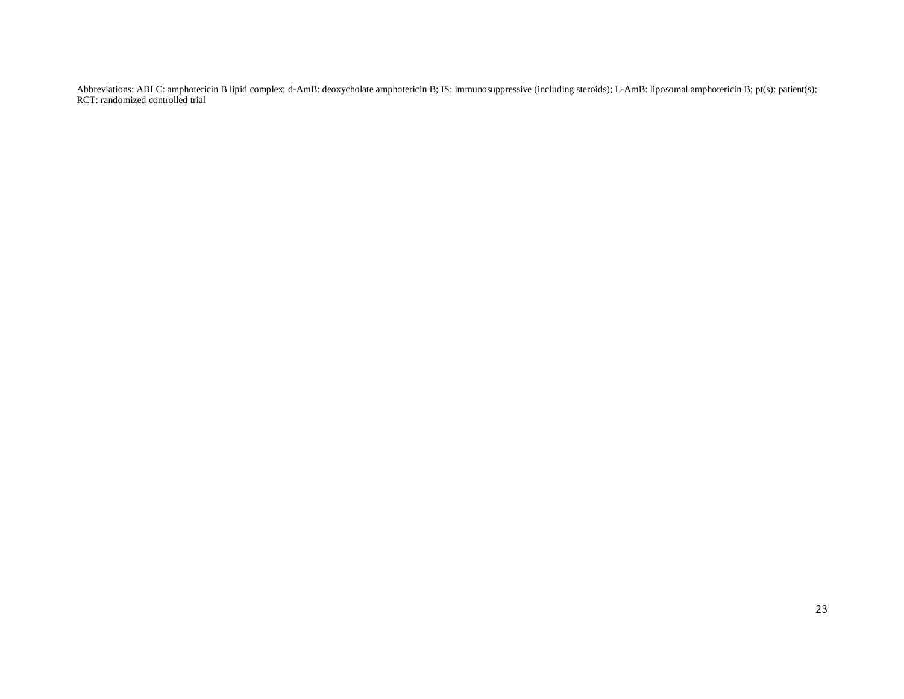Abbreviations: ABLC: amphotericin B lipid complex; d-AmB: deoxycholate amphotericin B; IS: immunosuppressive (including steroids); L-AmB: liposomal amphotericin B; pt(s): patient(s); RCT: randomized controlled trial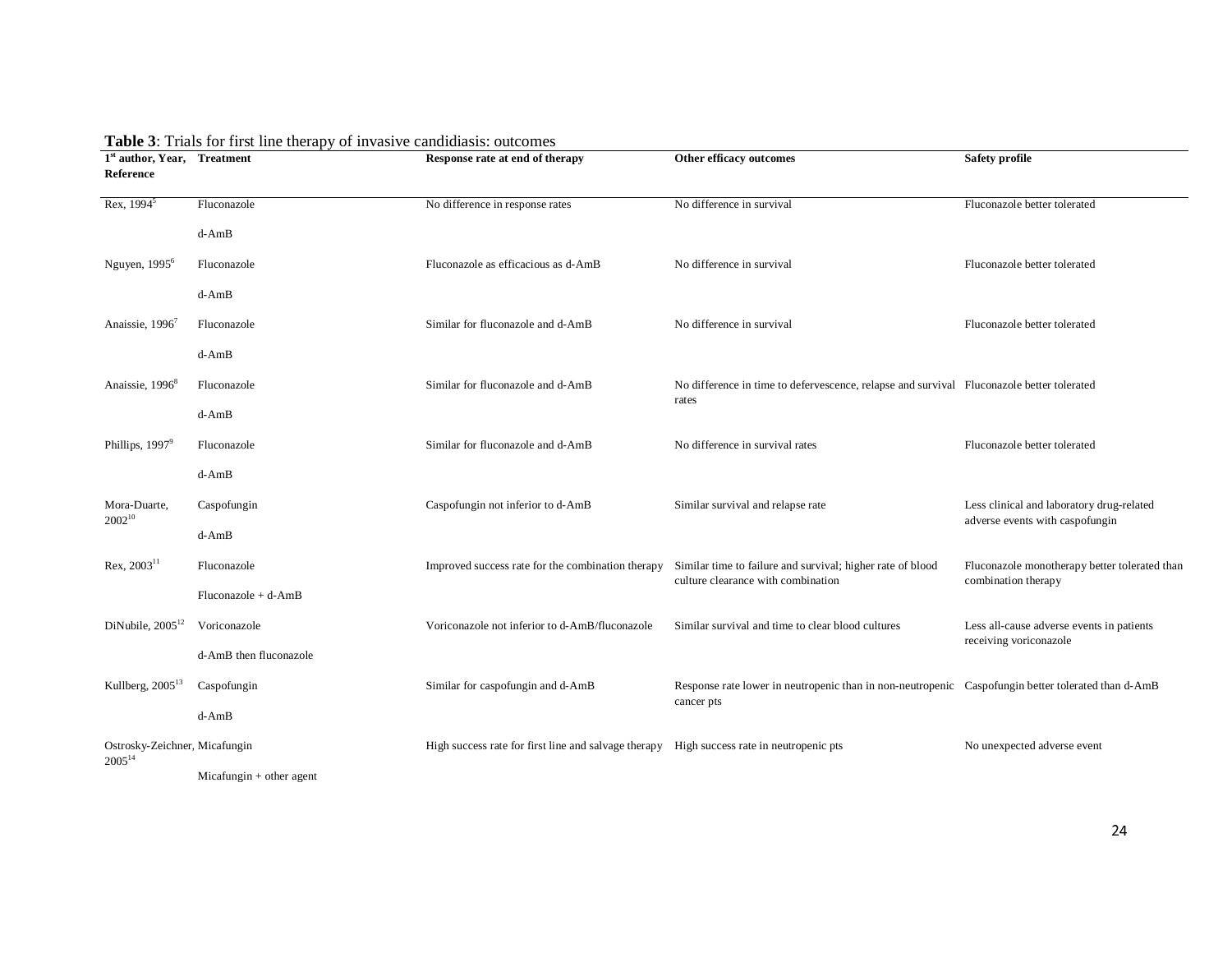**Table 3**: Trials for first line therapy of invasive candidiasis: outcomes

| 1st author, Year, Reference | Treatment | Response rate at end of therapy | Other efficacy outcomes | Safety profile |
|---|---|---|---|---|
| Rex, 1994[5] | Fluconazole<br>d-AmB | No difference in response rates | No difference in survival | Fluconazole better tolerated |
| Nguyen, 1995[6] | Fluconazole<br>d-AmB | Fluconazole as efficacious as d-AmB | No difference in survival | Fluconazole better tolerated |
| Anaissie, 1996[7] | Fluconazole<br>d-AmB | Similar for fluconazole and d-AmB | No difference in survival | Fluconazole better tolerated |
| Anaissie, 1996[8] | Fluconazole<br>d-AmB | Similar for fluconazole and d-AmB | No difference in time to defervescence, relapse and survival rates | Fluconazole better tolerated |
| Phillips, 1997[9] | Fluconazole<br>d-AmB | Similar for fluconazole and d-AmB | No difference in survival rates | Fluconazole better tolerated |
| Mora-Duarte, 2002[10] | Caspofungin<br>d-AmB | Caspofungin not inferior to d-AmB | Similar survival and relapse rate | Less clinical and laboratory drug-related adverse events with caspofungin |
| Rex, 2003[11] | Fluconazole<br>Fluconazole + d-AmB | Improved success rate for the combination therapy | Similar time to failure and survival; higher rate of blood culture clearance with combination | Fluconazole monotherapy better tolerated than combination therapy |
| DiNubile, 2005[12] | Voriconazole<br>d-AmB then fluconazole | Voriconazole not inferior to d-AmB/fluconazole | Similar survival and time to clear blood cultures | Less all-cause adverse events in patients receiving voriconazole |
| Kullberg, 2005[13] | Caspofungin<br>d-AmB | Similar for caspofungin and d-AmB | Response rate lower in neutropenic than in non-neutropenic cancer pts | Caspofungin better tolerated than d-AmB |
| Ostrosky-Zeichner, 2005[14] | Micafungin<br>Micafungin + other agent | High success rate for first line and salvage therapy | High success rate in neutropenic pts | No unexpected adverse event |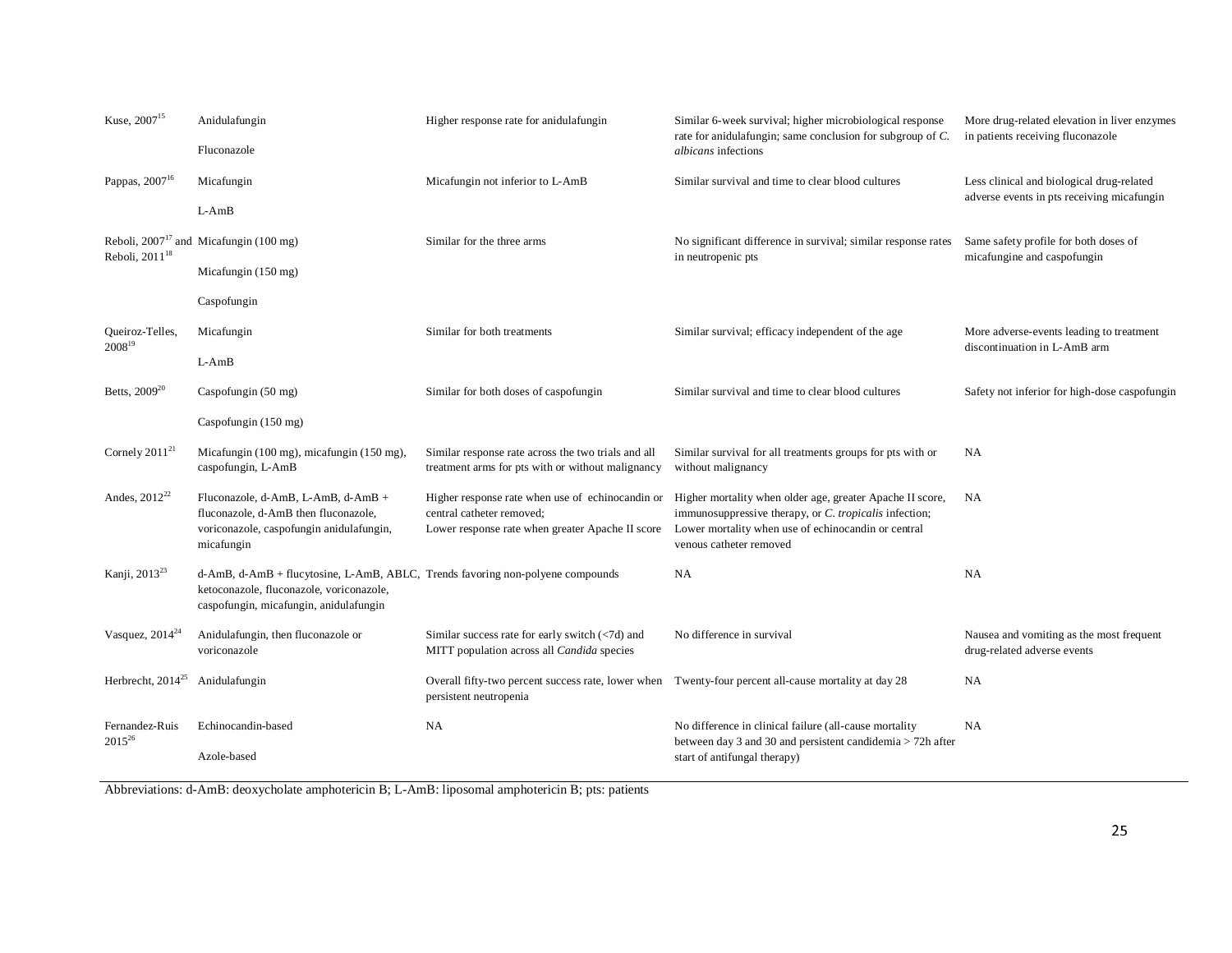| | | | | |
|---|---|---|---|---|
| Kuse, 2007[15] | Anidulafungin<br>Fluconazole | Higher response rate for anidulafungin | Similar 6-week survival; higher microbiological response rate for anidulafungin; same conclusion for subgroup of *C. albicans* infections | More drug-related elevation in liver enzymes in patients receiving fluconazole |
| Pappas, 2007[16] | Micafungin<br>L-AmB | Micafungin not inferior to L-AmB | Similar survival and time to clear blood cultures | Less clinical and biological drug-related adverse events in pts receiving micafungin |
| Reboli, 2007[17] and Reboli, 2011[18] | Micafungin (100 mg)<br>Micafungin (150 mg)<br>Caspofungin | Similar for the three arms | No significant difference in survival; similar response rates in neutropenic pts | Same safety profile for both doses of micafungine and caspofungin |
| Queiroz-Telles, 2008[19] | Micafungin<br>L-AmB | Similar for both treatments | Similar survival; efficacy independent of the age | More adverse-events leading to treatment discontinuation in L-AmB arm |
| Betts, 2009[20] | Caspofungin (50 mg)<br>Caspofungin (150 mg) | Similar for both doses of caspofungin | Similar survival and time to clear blood cultures | Safety not inferior for high-dose caspofungin |
| Cornely 2011[21] | Micafungin (100 mg), micafungin (150 mg), caspofungin, L-AmB | Similar response rate across the two trials and all treatment arms for pts with or without malignancy | Similar survival for all treatments groups for pts with or without malignancy | NA |
| Andes, 2012[22] | Fluconazole, d-AmB, L-AmB, d-AmB + fluconazole, d-AmB then fluconazole, voriconazole, caspofungin anidulafungin, micafungin | Higher response rate when use of echinocandin or central catheter removed;<br>Lower response rate when greater Apache II score | Higher mortality when older age, greater Apache II score, immunosuppressive therapy, or *C. tropicalis* infection;<br>Lower mortality when use of echinocandin or central venous catheter removed | NA |
| Kanji, 2013[23] | d-AmB, d-AmB + flucytosine, L-AmB, ABLC, ketoconazole, fluconazole, voriconazole, caspofungin, micafungin, anidulafungin | Trends favoring non-polyene compounds | NA | NA |
| Vasquez, 2014[24] | Anidulafungin, then fluconazole or voriconazole | Similar success rate for early switch (<7d) and MITT population across all *Candida* species | No difference in survival | Nausea and vomiting as the most frequent drug-related adverse events |
| Herbrecht, 2014[25] | Anidulafungin | Overall fifty-two percent success rate, lower when persistent neutropenia | Twenty-four percent all-cause mortality at day 28 | NA |
| Fernandez-Ruis 2015[26] | Echinocandin-based<br>Azole-based | NA | No difference in clinical failure (all-cause mortality between day 3 and 30 and persistent candidemia > 72h after start of antifungal therapy) | NA |

Abbreviations: d-AmB: deoxycholate amphotericin B; L-AmB: liposomal amphotericin B; pts: patients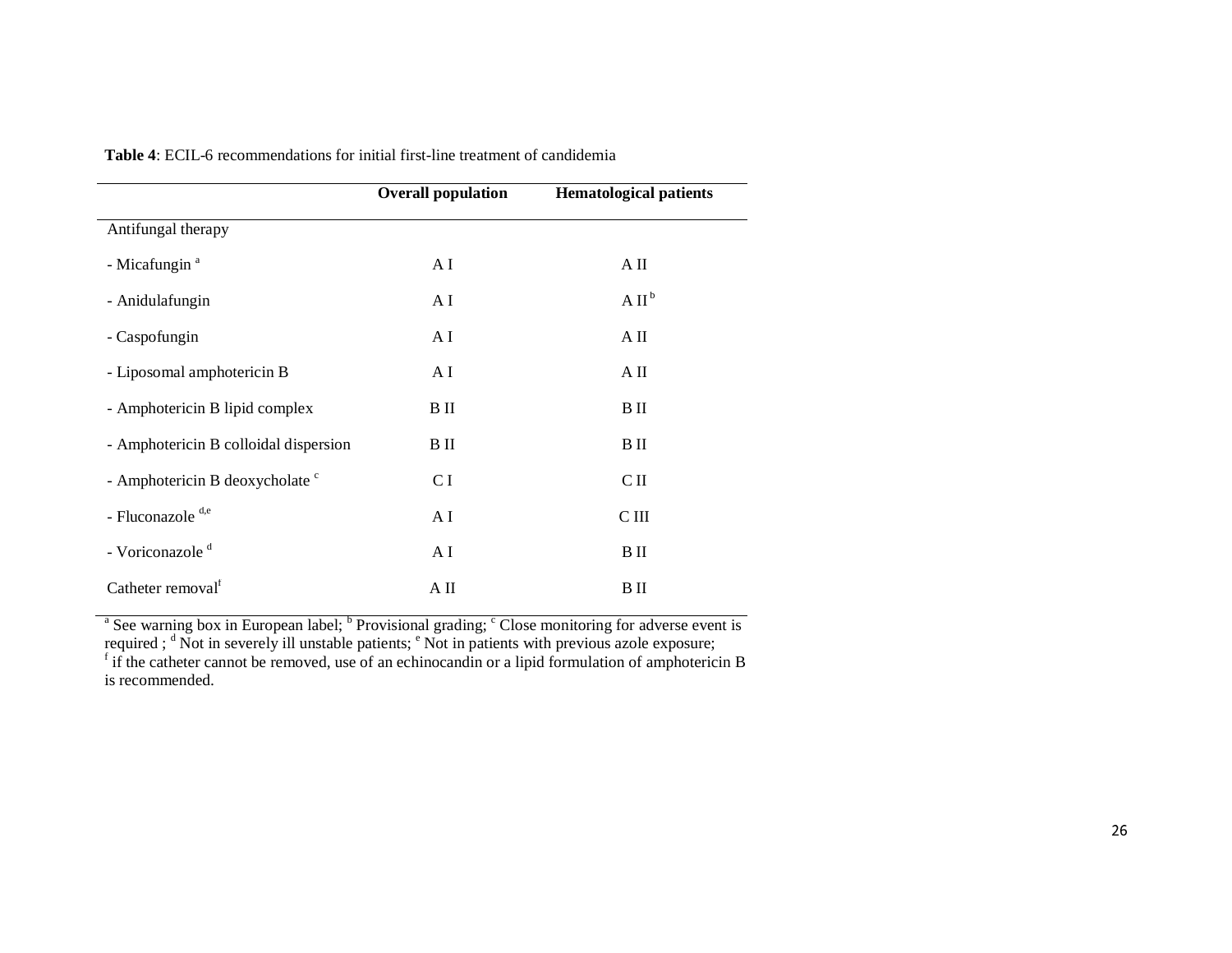**Table 4**: ECIL-6 recommendations for initial first-line treatment of candidemia

| | Overall population | Hematological patients |
|---|---|---|
| Antifungal therapy | | |
| - Micafungin [a] | A I | A II |
| - Anidulafungin | A I | A II [b] |
| - Caspofungin | A I | A II |
| - Liposomal amphotericin B | A I | A II |
| - Amphotericin B lipid complex | B II | B II |
| - Amphotericin B colloidal dispersion | B II | B II |
| - Amphotericin B deoxycholate [c] | C I | C II |
| - Fluconazole [d,e] | A I | C III |
| - Voriconazole [d] | A I | B II |
| Catheter removal[f] | A II | B II |

[a] See warning box in European label; [b] Provisional grading; [c] Close monitoring for adverse event is required ; [d] Not in severely ill unstable patients; [e] Not in patients with previous azole exposure; [f] if the catheter cannot be removed, use of an echinocandin or a lipid formulation of amphotericin B is recommended.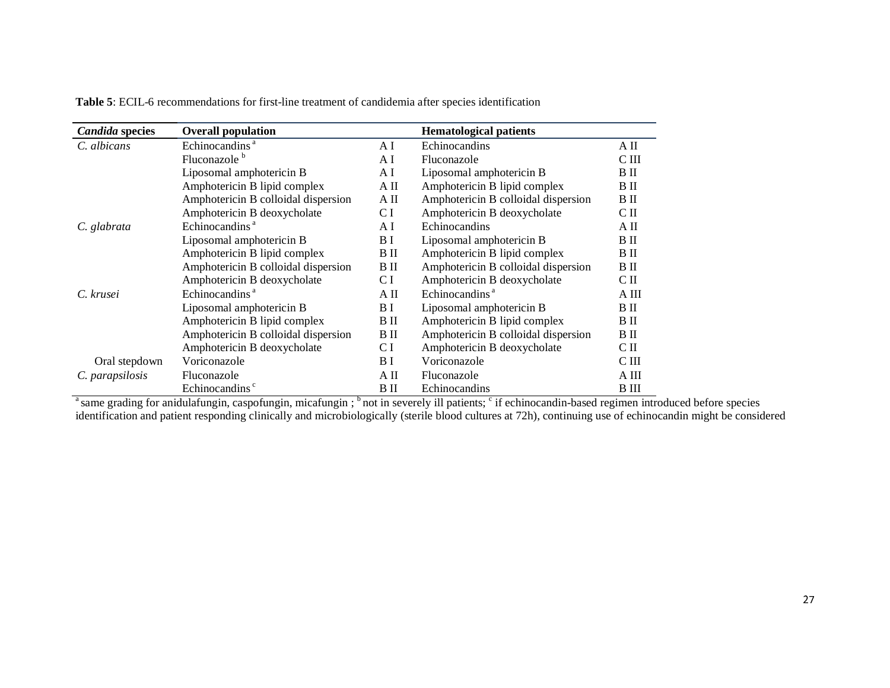**Table 5**: ECIL-6 recommendations for first-line treatment of candidemia after species identification

| *Candida* species | Overall population | | Hematological patients | |
|---|---|---|---|---|
| *C. albicans* | Echinocandins [a] | A I | Echinocandins | A II |
| | Fluconazole [b] | A I | Fluconazole | C III |
| | Liposomal amphotericin B | A I | Liposomal amphotericin B | B II |
| | Amphotericin B lipid complex | A II | Amphotericin B lipid complex | B II |
| | Amphotericin B colloidal dispersion | A II | Amphotericin B colloidal dispersion | B II |
| | Amphotericin B deoxycholate | C I | Amphotericin B deoxycholate | C II |
| *C. glabrata* | Echinocandins [a] | A I | Echinocandins | A II |
| | Liposomal amphotericin B | B I | Liposomal amphotericin B | B II |
| | Amphotericin B lipid complex | B II | Amphotericin B lipid complex | B II |
| | Amphotericin B colloidal dispersion | B II | Amphotericin B colloidal dispersion | B II |
| | Amphotericin B deoxycholate | C I | Amphotericin B deoxycholate | C II |
| *C. krusei* | Echinocandins [a] | A II | Echinocandins [a] | A III |
| | Liposomal amphotericin B | B I | Liposomal amphotericin B | B II |
| | Amphotericin B lipid complex | B II | Amphotericin B lipid complex | B II |
| | Amphotericin B colloidal dispersion | B II | Amphotericin B colloidal dispersion | B II |
| | Amphotericin B deoxycholate | C I | Amphotericin B deoxycholate | C II |
| Oral stepdown | Voriconazole | B I | Voriconazole | C III |
| *C. parapsilosis* | Fluconazole | A II | Fluconazole | A III |
| | Echinocandins [c] | B II | Echinocandins | B III |

[a] same grading for anidulafungin, caspofungin, micafungin ; [b] not in severely ill patients; [c] if echinocandin-based regimen introduced before species identification and patient responding clinically and microbiologically (sterile blood cultures at 72h), continuing use of echinocandin might be considered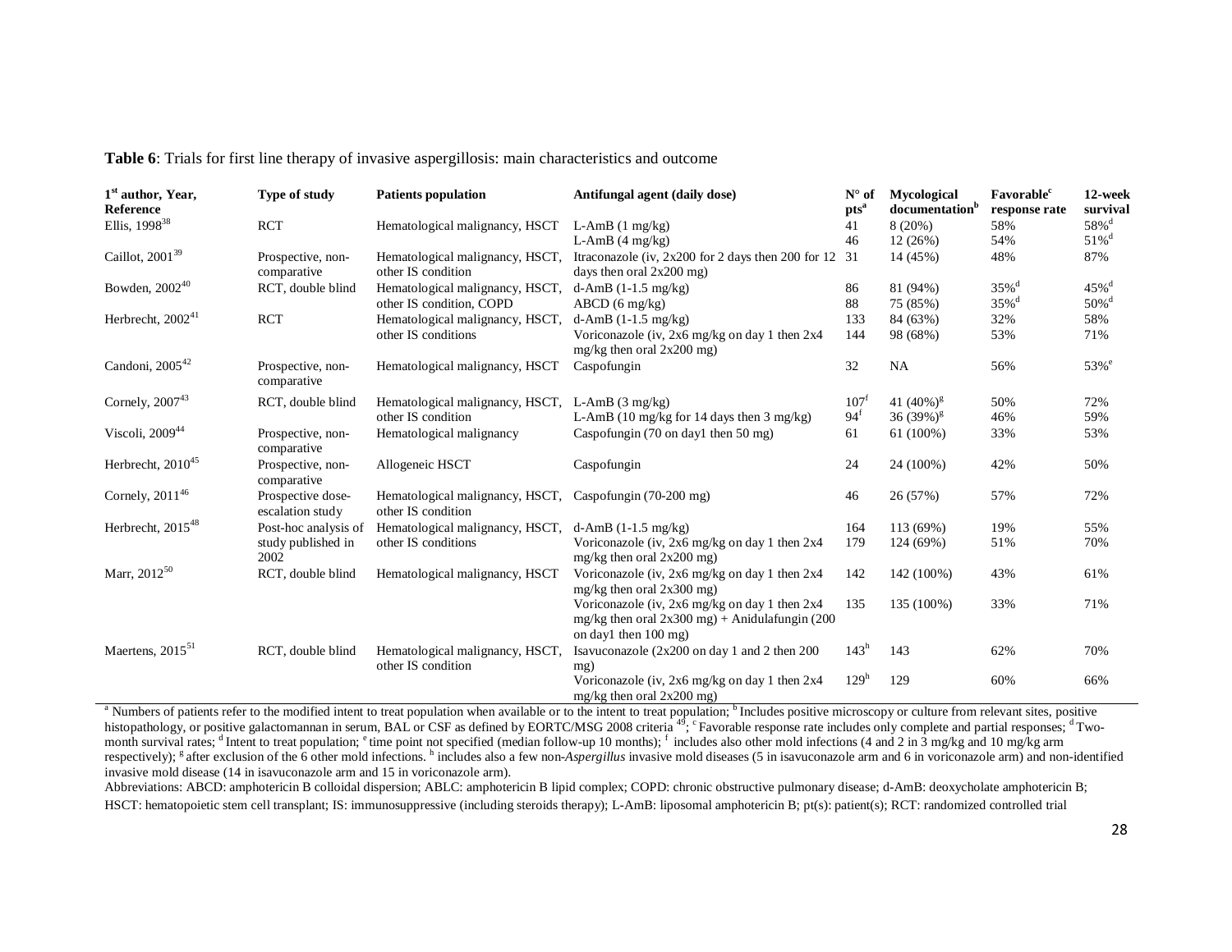**Table 6**: Trials for first line therapy of invasive aspergillosis: main characteristics and outcome

| 1st author, Year, Reference | Type of study | Patients population | Antifungal agent (daily dose) | N° of pts[a] | Mycological documentation[b] | Favorable[c] response rate | 12-week survival |
|---|---|---|---|---|---|---|---|
| Ellis, 1998[38] | RCT | Hematological malignancy, HSCT | L-AmB (1 mg/kg) | 41 | 8 (20%) | 58% | 58%[d] |
| | | | L-AmB (4 mg/kg) | 46 | 12 (26%) | 54% | 51%[d] |
| Caillot, 2001[39] | Prospective, non-comparative | Hematological malignancy, HSCT, other IS condition | Itraconazole (iv, 2x200 for 2 days then 200 for 12 days then oral 2x200 mg) | 31 | 14 (45%) | 48% | 87% |
| Bowden, 2002[40] | RCT, double blind | Hematological malignancy, HSCT, other IS condition, COPD | d-AmB (1-1.5 mg/kg) | 86 | 81 (94%) | 35%[d] | 45%[d] |
| | | | ABCD (6 mg/kg) | 88 | 75 (85%) | 35%[d] | 50%[d] |
| Herbrecht, 2002[41] | RCT | Hematological malignancy, HSCT, other IS conditions | d-AmB (1-1.5 mg/kg) | 133 | 84 (63%) | 32% | 58% |
| | | | Voriconazole (iv, 2x6 mg/kg on day 1 then 2x4 mg/kg then oral 2x200 mg) | 144 | 98 (68%) | 53% | 71% |
| Candoni, 2005[42] | Prospective, non-comparative | Hematological malignancy, HSCT | Caspofungin | 32 | NA | 56% | 53%[e] |
| Cornely, 2007[43] | RCT, double blind | Hematological malignancy, HSCT, other IS condition | L-AmB (3 mg/kg) | 107[f] | 41 (40%)[g] | 50% | 72% |
| | | | L-AmB (10 mg/kg for 14 days then 3 mg/kg) | 94[f] | 36 (39%)[g] | 46% | 59% |
| Viscoli, 2009[44] | Prospective, non-comparative | Hematological malignancy | Caspofungin (70 on day1 then 50 mg) | 61 | 61 (100%) | 33% | 53% |
| Herbrecht, 2010[45] | Prospective, non-comparative | Allogeneic HSCT | Caspofungin | 24 | 24 (100%) | 42% | 50% |
| Cornely, 2011[46] | Prospective dose-escalation study | Hematological malignancy, HSCT, other IS condition | Caspofungin (70-200 mg) | 46 | 26 (57%) | 57% | 72% |
| Herbrecht, 2015[48] | Post-hoc analysis of study published in 2002 | Hematological malignancy, HSCT, other IS conditions | d-AmB (1-1.5 mg/kg) | 164 | 113 (69%) | 19% | 55% |
| | | | Voriconazole (iv, 2x6 mg/kg on day 1 then 2x4 mg/kg then oral 2x200 mg) | 179 | 124 (69%) | 51% | 70% |
| Marr, 2012[50] | RCT, double blind | Hematological malignancy, HSCT | Voriconazole (iv, 2x6 mg/kg on day 1 then 2x4 mg/kg then oral 2x300 mg) | 142 | 142 (100%) | 43% | 61% |
| | | | Voriconazole (iv, 2x6 mg/kg on day 1 then 2x4 mg/kg then oral 2x300 mg) + Anidulafungin (200 on day1 then 100 mg) | 135 | 135 (100%) | 33% | 71% |
| Maertens, 2015[51] | RCT, double blind | Hematological malignancy, HSCT, other IS condition | Isavuconazole (2x200 on day 1 and 2 then 200 mg) | 143[h] | 143 | 62% | 70% |
| | | | Voriconazole (iv, 2x6 mg/kg on day 1 then 2x4 mg/kg then oral 2x200 mg) | 129[h] | 129 | 60% | 66% |

[a] Numbers of patients refer to the modified intent to treat population when available or to the intent to treat population; [b] Includes positive microscopy or culture from relevant sites, positive histopathology, or positive galactomannan in serum, BAL or CSF as defined by EORTC/MSG 2008 criteria [49]; [c] Favorable response rate includes only complete and partial responses; [d] Two-month survival rates; [d] Intent to treat population; [e] time point not specified (median follow-up 10 months); [f] includes also other mold infections (4 and 2 in 3 mg/kg and 10 mg/kg arm respectively); [g] after exclusion of the 6 other mold infections. [h] includes also a few non-*Aspergillus* invasive mold diseases (5 in isavuconazole arm and 6 in voriconazole arm) and non-identified invasive mold disease (14 in isavuconazole arm and 15 in voriconazole arm).

Abbreviations: ABCD: amphotericin B colloidal dispersion; ABLC: amphotericin B lipid complex; COPD: chronic obstructive pulmonary disease; d-AmB: deoxycholate amphotericin B; HSCT: hematopoietic stem cell transplant; IS: immunosuppressive (including steroids therapy); L-AmB: liposomal amphotericin B; pt(s): patient(s); RCT: randomized controlled trial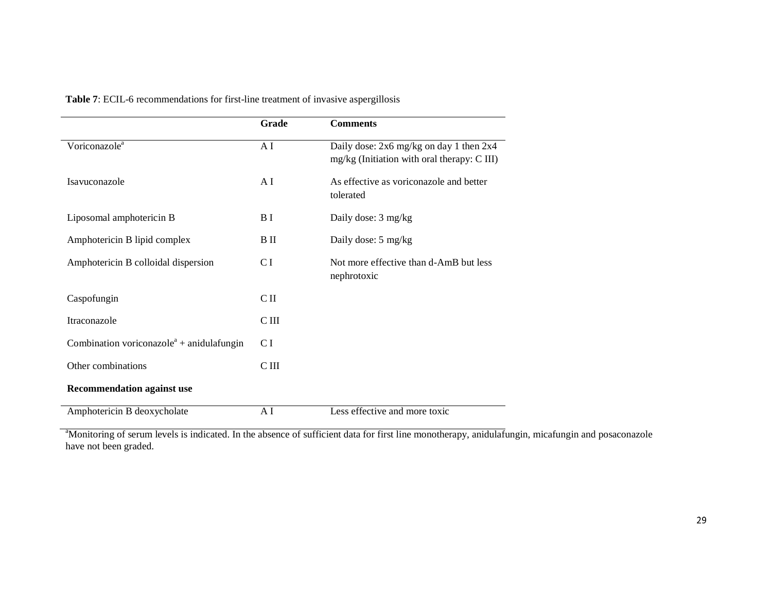**Table 7**: ECIL-6 recommendations for first-line treatment of invasive aspergillosis

| | Grade | Comments |
|---|---|---|
| Voriconazole[a] | A I | Daily dose: 2x6 mg/kg on day 1 then 2x4 mg/kg (Initiation with oral therapy: C III) |
| Isavuconazole | A I | As effective as voriconazole and better tolerated |
| Liposomal amphotericin B | B I | Daily dose: 3 mg/kg |
| Amphotericin B lipid complex | B II | Daily dose: 5 mg/kg |
| Amphotericin B colloidal dispersion | C I | Not more effective than d-AmB but less nephrotoxic |
| Caspofungin | C II | |
| Itraconazole | C III | |
| Combination voriconazole[a] + anidulafungin | C I | |
| Other combinations | C III | |
| **Recommendation against use** | | |
| Amphotericin B deoxycholate | A I | Less effective and more toxic |

[a]Monitoring of serum levels is indicated. In the absence of sufficient data for first line monotherapy, anidulafungin, micafungin and posaconazole have not been graded.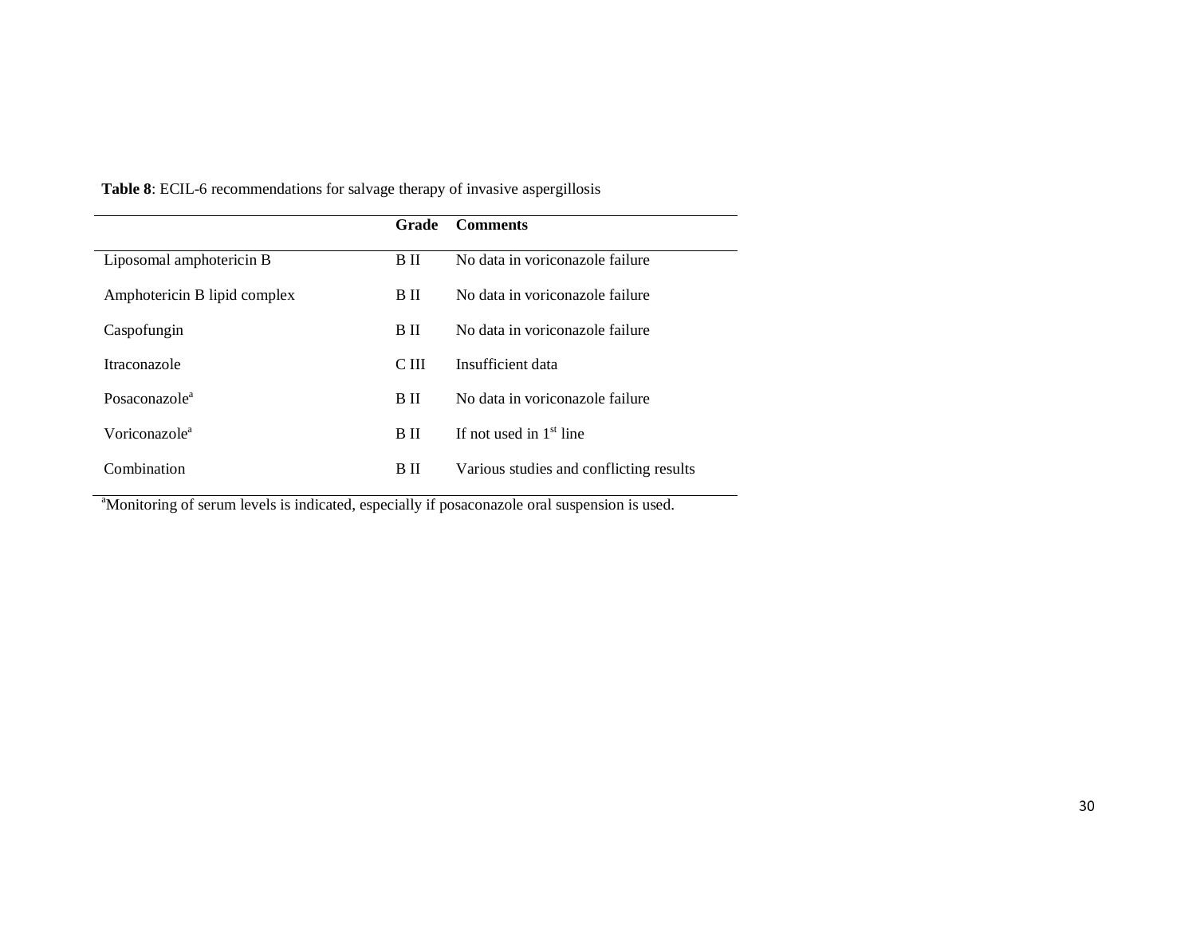**Table 8**: ECIL-6 recommendations for salvage therapy of invasive aspergillosis

| | Grade | Comments |
|---|---|---|
| Liposomal amphotericin B | B II | No data in voriconazole failure |
| Amphotericin B lipid complex | B II | No data in voriconazole failure |
| Caspofungin | B II | No data in voriconazole failure |
| Itraconazole | C III | Insufficient data |
| Posaconazole[a] | B II | No data in voriconazole failure |
| Voriconazole[a] | B II | If not used in 1st line |
| Combination | B II | Various studies and conflicting results |

[a]Monitoring of serum levels is indicated, especially if posaconazole oral suspension is used.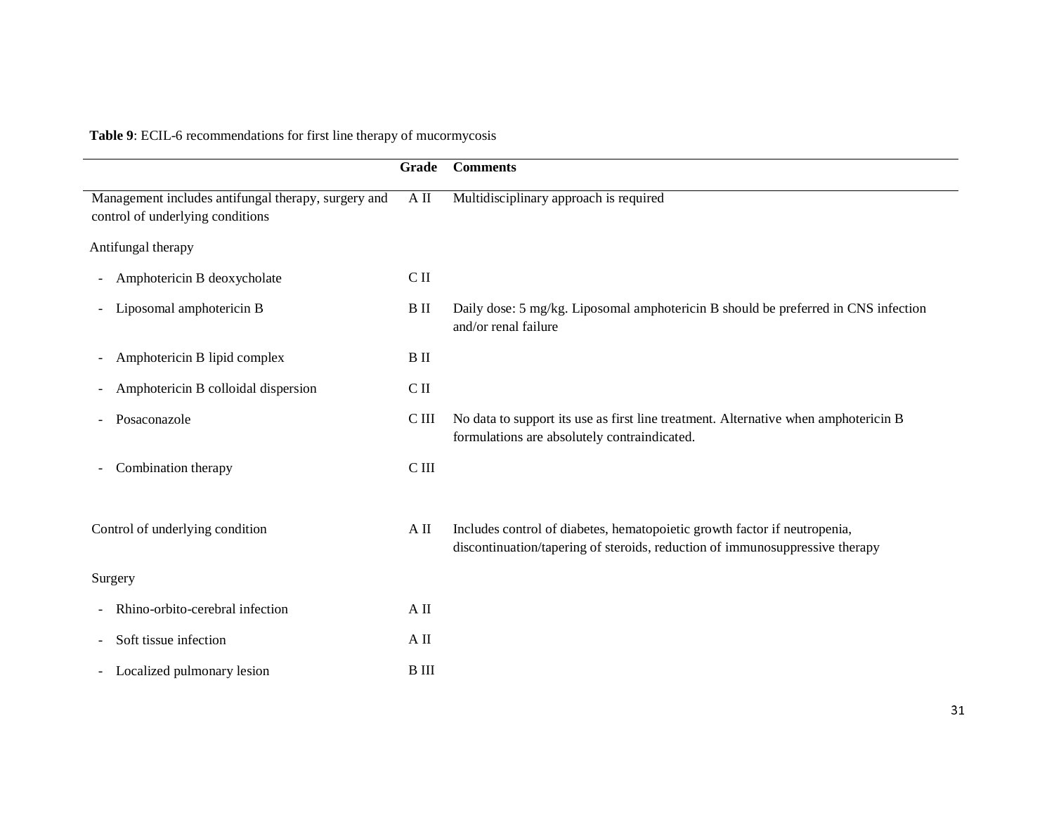**Table 9**: ECIL-6 recommendations for first line therapy of mucormycosis

| | Grade | Comments |
|---|---|---|
| Management includes antifungal therapy, surgery and control of underlying conditions | A II | Multidisciplinary approach is required |
| Antifungal therapy | | |
| - Amphotericin B deoxycholate | C II | |
| - Liposomal amphotericin B | B II | Daily dose: 5 mg/kg. Liposomal amphotericin B should be preferred in CNS infection and/or renal failure |
| - Amphotericin B lipid complex | B II | |
| - Amphotericin B colloidal dispersion | C II | |
| - Posaconazole | C III | No data to support its use as first line treatment. Alternative when amphotericin B formulations are absolutely contraindicated. |
| - Combination therapy | C III | |
| Control of underlying condition | A II | Includes control of diabetes, hematopoietic growth factor if neutropenia, discontinuation/tapering of steroids, reduction of immunosuppressive therapy |
| Surgery | | |
| - Rhino-orbito-cerebral infection | A II | |
| - Soft tissue infection | A II | |
| - Localized pulmonary lesion | B III | |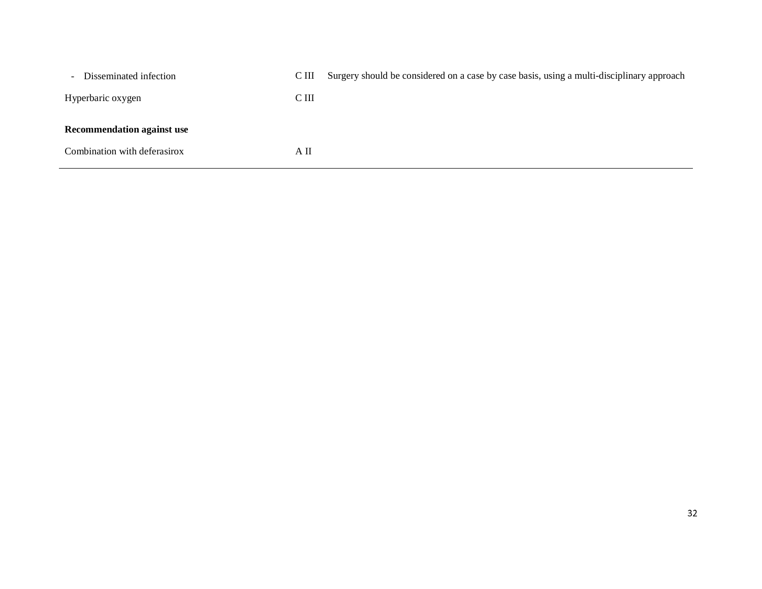| | | |
|---|---|---|
| - Disseminated infection | C III | Surgery should be considered on a case by case basis, using a multi-disciplinary approach |
| Hyperbaric oxygen | C III | |
| **Recommendation against use** | | |
| Combination with deferasirox | A II | |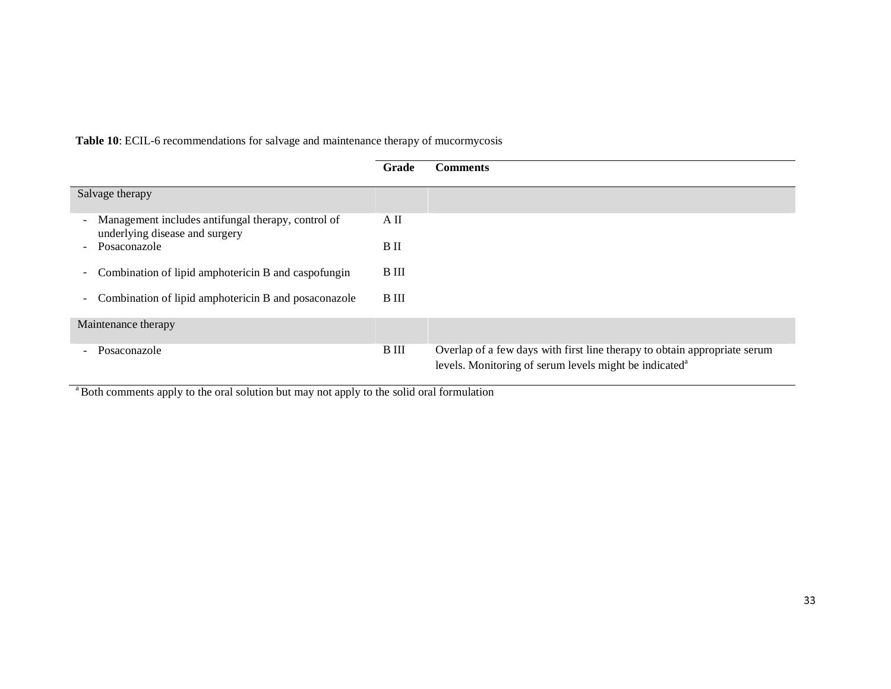**Table 10**: ECIL-6 recommendations for salvage and maintenance therapy of mucormycosis

| | Grade | Comments |
|---|---|---|
| Salvage therapy | | |
| - Management includes antifungal therapy, control of underlying disease and surgery | A II | |
| - Posaconazole | B II | |
| - Combination of lipid amphotericin B and caspofungin | B III | |
| - Combination of lipid amphotericin B and posaconazole | B III | |
| Maintenance therapy | | |
| - Posaconazole | B III | Overlap of a few days with first line therapy to obtain appropriate serum levels. Monitoring of serum levels might be indicated[a] |

[a] Both comments apply to the oral solution but may not apply to the solid oral formulation